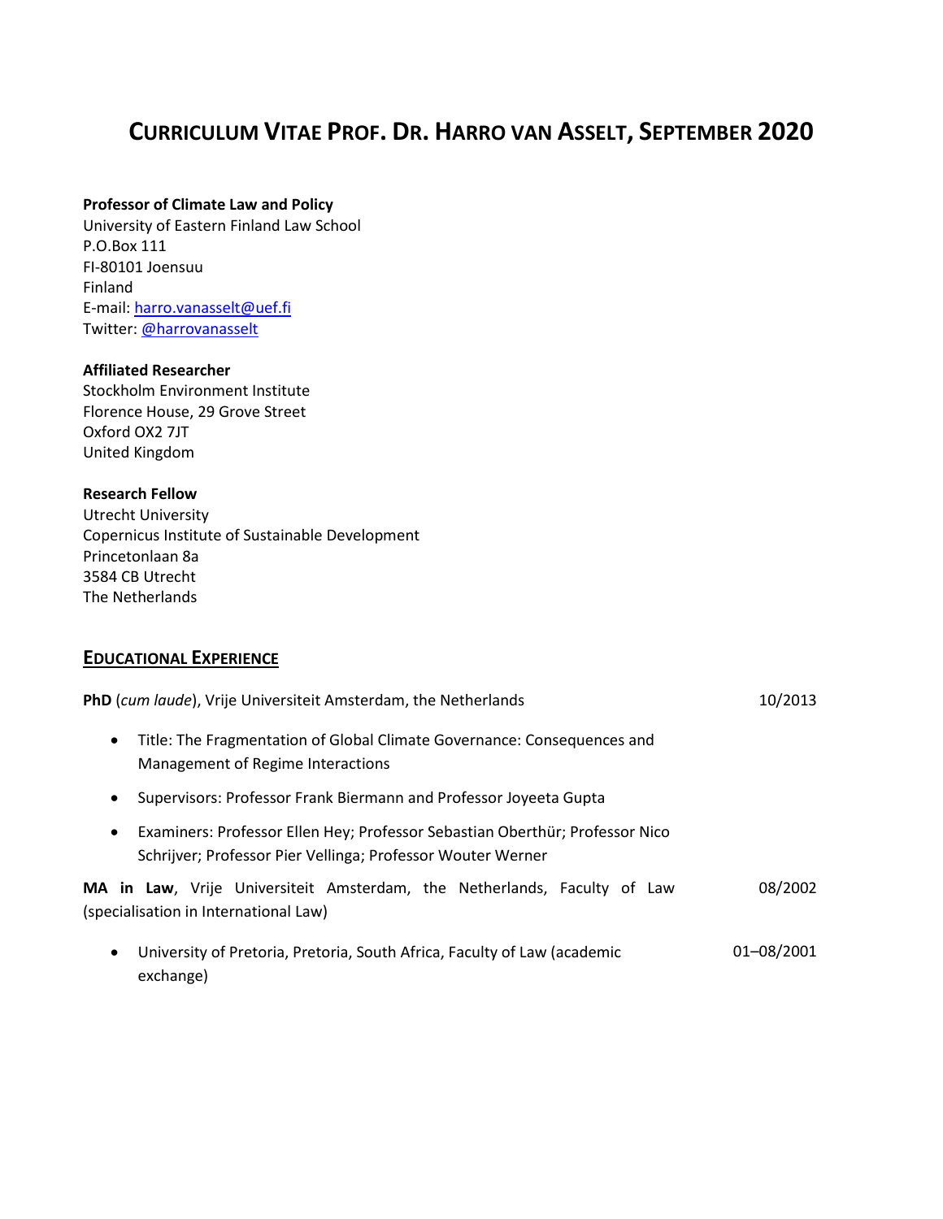# CURRICULUM VITAE PROF. DR. HARRO VAN ASSELT, SEPTEMBER 2020

**Professor of Climate Law and Policy**
University of Eastern Finland Law School
P.O.Box 111
FI-80101 Joensuu
Finland
E-mail: harro.vanasselt@uef.fi
Twitter: @harrovanasselt

**Affiliated Researcher**
Stockholm Environment Institute
Florence House, 29 Grove Street
Oxford OX2 7JT
United Kingdom

**Research Fellow**
Utrecht University
Copernicus Institute of Sustainable Development
Princetonlaan 8a
3584 CB Utrecht
The Netherlands

## EDUCATIONAL EXPERIENCE

**PhD** (*cum laude*), Vrije Universiteit Amsterdam, the Netherlands — 10/2013

- Title: The Fragmentation of Global Climate Governance: Consequences and Management of Regime Interactions
- Supervisors: Professor Frank Biermann and Professor Joyeeta Gupta
- Examiners: Professor Ellen Hey; Professor Sebastian Oberthür; Professor Nico Schrijver; Professor Pier Vellinga; Professor Wouter Werner

**MA in Law**, Vrije Universiteit Amsterdam, the Netherlands, Faculty of Law (specialisation in International Law) — 08/2002

- University of Pretoria, Pretoria, South Africa, Faculty of Law (academic exchange) — 01–08/2001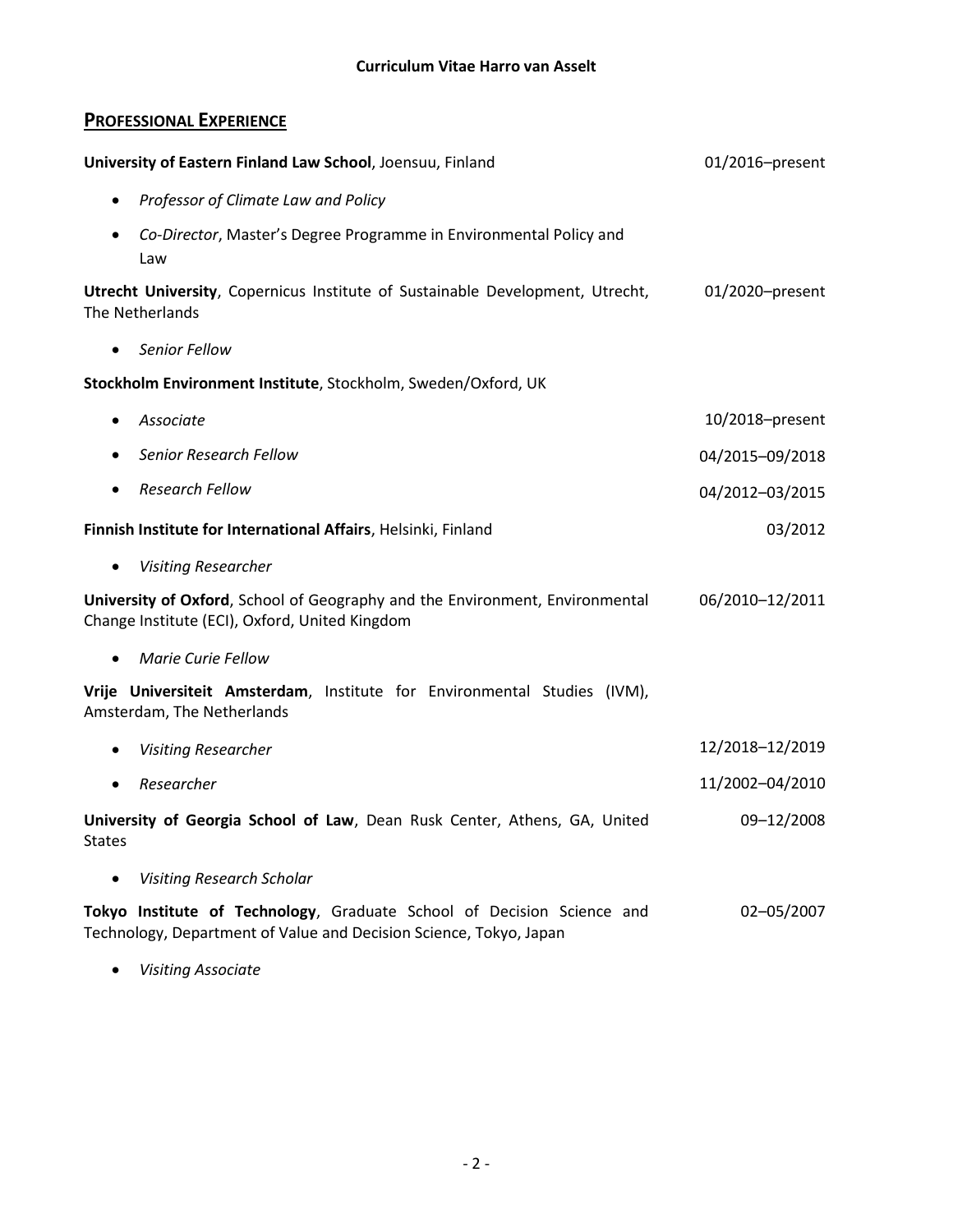## Professional Experience

**University of Eastern Finland Law School**, Joensuu, Finland — 01/2016–present

- *Professor of Climate Law and Policy*
- *Co-Director*, Master's Degree Programme in Environmental Policy and Law

**Utrecht University**, Copernicus Institute of Sustainable Development, Utrecht, The Netherlands — 01/2020–present

- *Senior Fellow*

**Stockholm Environment Institute**, Stockholm, Sweden/Oxford, UK

- *Associate* — 10/2018–present
- *Senior Research Fellow* — 04/2015–09/2018
- *Research Fellow* — 04/2012–03/2015

**Finnish Institute for International Affairs**, Helsinki, Finland — 03/2012

- *Visiting Researcher*

**University of Oxford**, School of Geography and the Environment, Environmental Change Institute (ECI), Oxford, United Kingdom — 06/2010–12/2011

- *Marie Curie Fellow*

**Vrije Universiteit Amsterdam**, Institute for Environmental Studies (IVM), Amsterdam, The Netherlands

- *Visiting Researcher* — 12/2018–12/2019
- *Researcher* — 11/2002–04/2010

**University of Georgia School of Law**, Dean Rusk Center, Athens, GA, United States — 09–12/2008

- *Visiting Research Scholar*

**Tokyo Institute of Technology**, Graduate School of Decision Science and Technology, Department of Value and Decision Science, Tokyo, Japan — 02–05/2007

- *Visiting Associate*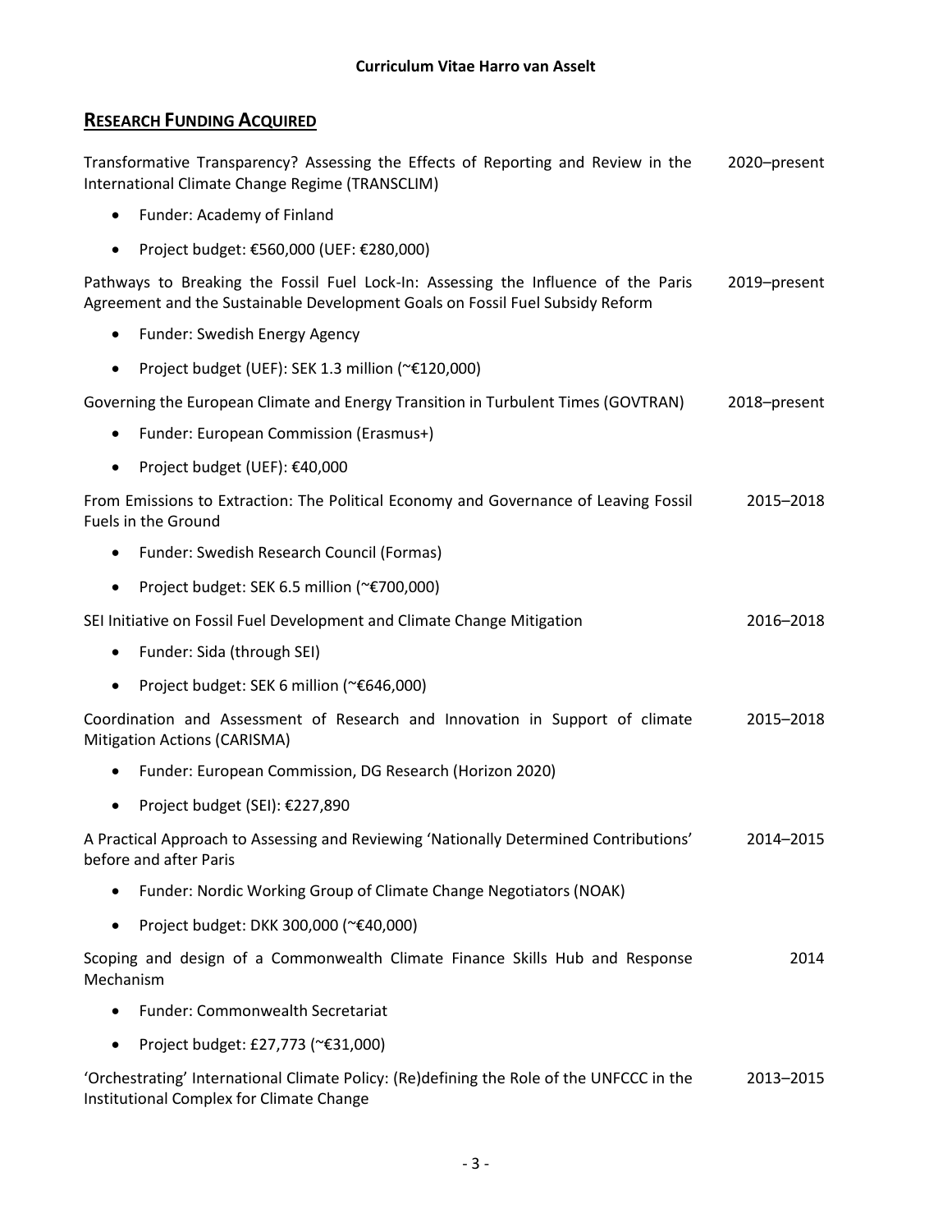## Research Funding Acquired

Transformative Transparency? Assessing the Effects of Reporting and Review in the International Climate Change Regime (TRANSCLIM) — 2020–present

- Funder: Academy of Finland
- Project budget: €560,000 (UEF: €280,000)

Pathways to Breaking the Fossil Fuel Lock-In: Assessing the Influence of the Paris Agreement and the Sustainable Development Goals on Fossil Fuel Subsidy Reform — 2019–present

- Funder: Swedish Energy Agency
- Project budget (UEF): SEK 1.3 million (~€120,000)

Governing the European Climate and Energy Transition in Turbulent Times (GOVTRAN) — 2018–present

- Funder: European Commission (Erasmus+)
- Project budget (UEF): €40,000

From Emissions to Extraction: The Political Economy and Governance of Leaving Fossil Fuels in the Ground — 2015–2018

- Funder: Swedish Research Council (Formas)
- Project budget: SEK 6.5 million (~€700,000)

SEI Initiative on Fossil Fuel Development and Climate Change Mitigation — 2016–2018

- Funder: Sida (through SEI)
- Project budget: SEK 6 million (~€646,000)

Coordination and Assessment of Research and Innovation in Support of climate Mitigation Actions (CARISMA) — 2015–2018

- Funder: European Commission, DG Research (Horizon 2020)
- Project budget (SEI): €227,890

A Practical Approach to Assessing and Reviewing 'Nationally Determined Contributions' before and after Paris — 2014–2015

- Funder: Nordic Working Group of Climate Change Negotiators (NOAK)
- Project budget: DKK 300,000 (~€40,000)

Scoping and design of a Commonwealth Climate Finance Skills Hub and Response Mechanism — 2014

- Funder: Commonwealth Secretariat
- Project budget: £27,773 (~€31,000)

'Orchestrating' International Climate Policy: (Re)defining the Role of the UNFCCC in the Institutional Complex for Climate Change — 2013–2015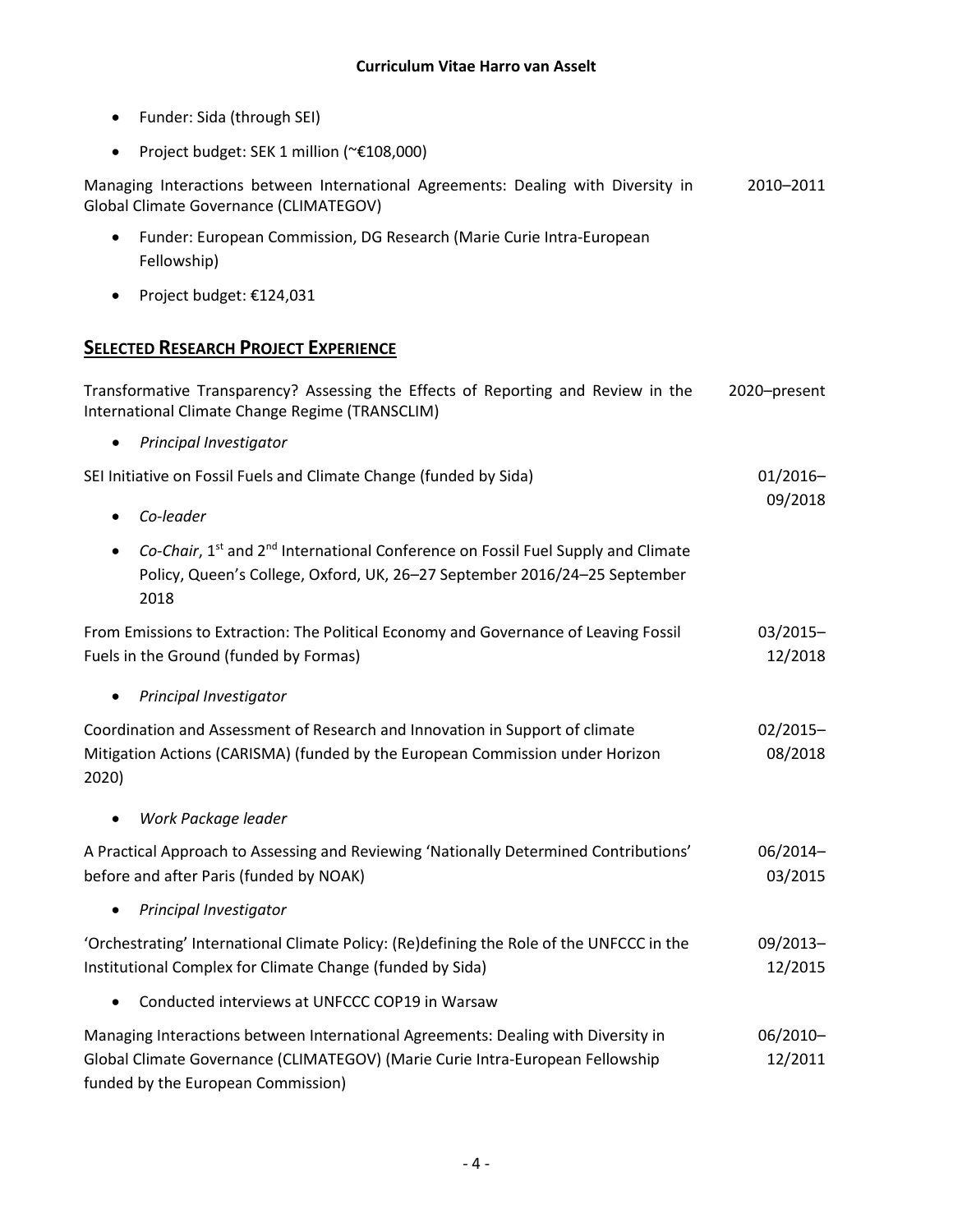- Funder: Sida (through SEI)
- Project budget: SEK 1 million (~€108,000)

Managing Interactions between International Agreements: Dealing with Diversity in Global Climate Governance (CLIMATEGOV) — 2010–2011

- Funder: European Commission, DG Research (Marie Curie Intra-European Fellowship)
- Project budget: €124,031

## SELECTED RESEARCH PROJECT EXPERIENCE

Transformative Transparency? Assessing the Effects of Reporting and Review in the International Climate Change Regime (TRANSCLIM) — 2020–present

- *Principal Investigator*

SEI Initiative on Fossil Fuels and Climate Change (funded by Sida) — 01/2016–09/2018

- *Co-leader*
- *Co-Chair*, 1st and 2nd International Conference on Fossil Fuel Supply and Climate Policy, Queen's College, Oxford, UK, 26–27 September 2016/24–25 September 2018

From Emissions to Extraction: The Political Economy and Governance of Leaving Fossil Fuels in the Ground (funded by Formas) — 03/2015–12/2018

- *Principal Investigator*

Coordination and Assessment of Research and Innovation in Support of climate Mitigation Actions (CARISMA) (funded by the European Commission under Horizon 2020) — 02/2015–08/2018

- *Work Package leader*

A Practical Approach to Assessing and Reviewing 'Nationally Determined Contributions' before and after Paris (funded by NOAK) — 06/2014–03/2015

- *Principal Investigator*

'Orchestrating' International Climate Policy: (Re)defining the Role of the UNFCCC in the Institutional Complex for Climate Change (funded by Sida) — 09/2013–12/2015

- Conducted interviews at UNFCCC COP19 in Warsaw

Managing Interactions between International Agreements: Dealing with Diversity in Global Climate Governance (CLIMATEGOV) (Marie Curie Intra-European Fellowship funded by the European Commission) — 06/2010–12/2011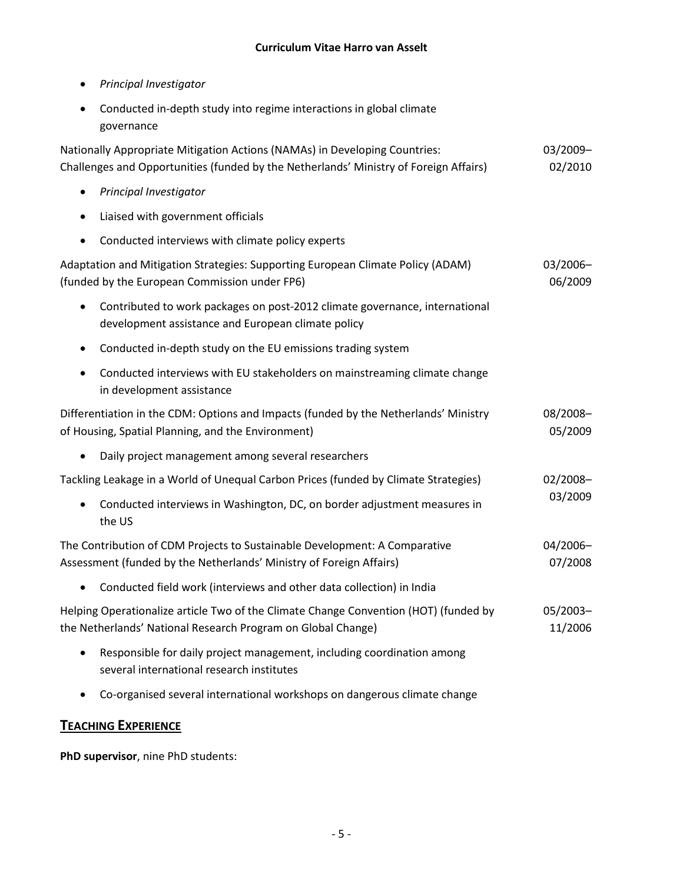- *Principal Investigator*
- Conducted in-depth study into regime interactions in global climate governance

Nationally Appropriate Mitigation Actions (NAMAs) in Developing Countries: Challenges and Opportunities (funded by the Netherlands' Ministry of Foreign Affairs) 03/2009–02/2010

- *Principal Investigator*
- Liaised with government officials
- Conducted interviews with climate policy experts

Adaptation and Mitigation Strategies: Supporting European Climate Policy (ADAM) (funded by the European Commission under FP6) 03/2006–06/2009

- Contributed to work packages on post-2012 climate governance, international development assistance and European climate policy
- Conducted in-depth study on the EU emissions trading system
- Conducted interviews with EU stakeholders on mainstreaming climate change in development assistance

Differentiation in the CDM: Options and Impacts (funded by the Netherlands' Ministry of Housing, Spatial Planning, and the Environment) 08/2008–05/2009

- Daily project management among several researchers

Tackling Leakage in a World of Unequal Carbon Prices (funded by Climate Strategies) 02/2008–03/2009

- Conducted interviews in Washington, DC, on border adjustment measures in the US

The Contribution of CDM Projects to Sustainable Development: A Comparative Assessment (funded by the Netherlands' Ministry of Foreign Affairs) 04/2006–07/2008

- Conducted field work (interviews and other data collection) in India

Helping Operationalize article Two of the Climate Change Convention (HOT) (funded by the Netherlands' National Research Program on Global Change) 05/2003–11/2006

- Responsible for daily project management, including coordination among several international research institutes
- Co-organised several international workshops on dangerous climate change

## TEACHING EXPERIENCE

**PhD supervisor**, nine PhD students: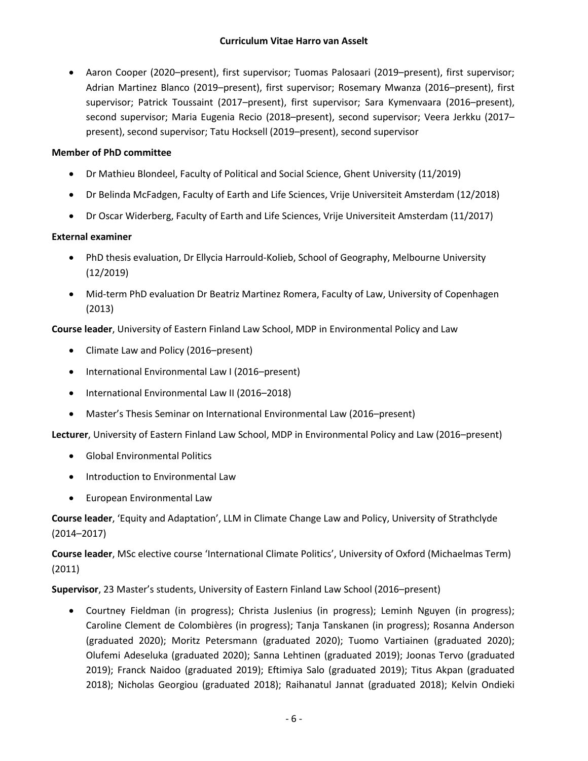- Aaron Cooper (2020–present), first supervisor; Tuomas Palosaari (2019–present), first supervisor; Adrian Martinez Blanco (2019–present), first supervisor; Rosemary Mwanza (2016–present), first supervisor; Patrick Toussaint (2017–present), first supervisor; Sara Kymenvaara (2016–present), second supervisor; Maria Eugenia Recio (2018–present), second supervisor; Veera Jerkku (2017–present), second supervisor; Tatu Hocksell (2019–present), second supervisor

**Member of PhD committee**

- Dr Mathieu Blondeel, Faculty of Political and Social Science, Ghent University (11/2019)
- Dr Belinda McFadgen, Faculty of Earth and Life Sciences, Vrije Universiteit Amsterdam (12/2018)
- Dr Oscar Widerberg, Faculty of Earth and Life Sciences, Vrije Universiteit Amsterdam (11/2017)

**External examiner**

- PhD thesis evaluation, Dr Ellycia Harrould-Kolieb, School of Geography, Melbourne University (12/2019)
- Mid-term PhD evaluation Dr Beatriz Martinez Romera, Faculty of Law, University of Copenhagen (2013)

**Course leader**, University of Eastern Finland Law School, MDP in Environmental Policy and Law

- Climate Law and Policy (2016–present)
- International Environmental Law I (2016–present)
- International Environmental Law II (2016–2018)
- Master's Thesis Seminar on International Environmental Law (2016–present)

**Lecturer**, University of Eastern Finland Law School, MDP in Environmental Policy and Law (2016–present)

- Global Environmental Politics
- Introduction to Environmental Law
- European Environmental Law

**Course leader**, 'Equity and Adaptation', LLM in Climate Change Law and Policy, University of Strathclyde (2014–2017)

**Course leader**, MSc elective course 'International Climate Politics', University of Oxford (Michaelmas Term) (2011)

**Supervisor**, 23 Master's students, University of Eastern Finland Law School (2016–present)

- Courtney Fieldman (in progress); Christa Juslenius (in progress); Leminh Nguyen (in progress); Caroline Clement de Colombières (in progress); Tanja Tanskanen (in progress); Rosanna Anderson (graduated 2020); Moritz Petersmann (graduated 2020); Tuomo Vartiainen (graduated 2020); Olufemi Adeseluka (graduated 2020); Sanna Lehtinen (graduated 2019); Joonas Tervo (graduated 2019); Franck Naidoo (graduated 2019); Eftimiya Salo (graduated 2019); Titus Akpan (graduated 2018); Nicholas Georgiou (graduated 2018); Raihanatul Jannat (graduated 2018); Kelvin Ondieki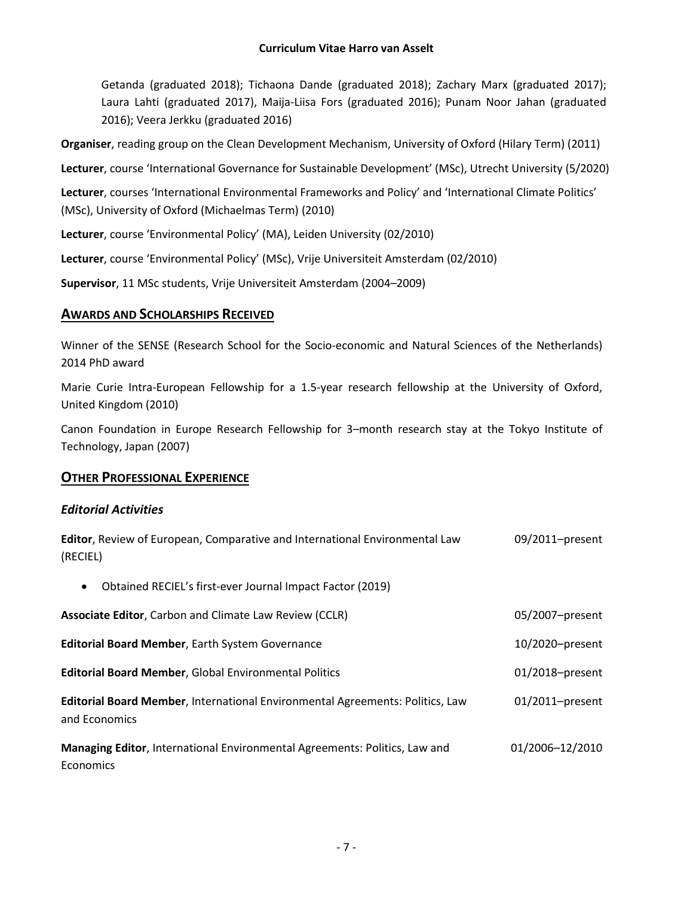Getanda (graduated 2018); Tichaona Dande (graduated 2018); Zachary Marx (graduated 2017); Laura Lahti (graduated 2017), Maija-Liisa Fors (graduated 2016); Punam Noor Jahan (graduated 2016); Veera Jerkku (graduated 2016)

**Organiser**, reading group on the Clean Development Mechanism, University of Oxford (Hilary Term) (2011)

**Lecturer**, course 'International Governance for Sustainable Development' (MSc), Utrecht University (5/2020)

**Lecturer**, courses 'International Environmental Frameworks and Policy' and 'International Climate Politics' (MSc), University of Oxford (Michaelmas Term) (2010)

**Lecturer**, course 'Environmental Policy' (MA), Leiden University (02/2010)

**Lecturer**, course 'Environmental Policy' (MSc), Vrije Universiteit Amsterdam (02/2010)

**Supervisor**, 11 MSc students, Vrije Universiteit Amsterdam (2004–2009)

## AWARDS AND SCHOLARSHIPS RECEIVED

Winner of the SENSE (Research School for the Socio-economic and Natural Sciences of the Netherlands) 2014 PhD award

Marie Curie Intra-European Fellowship for a 1.5-year research fellowship at the University of Oxford, United Kingdom (2010)

Canon Foundation in Europe Research Fellowship for 3–month research stay at the Tokyo Institute of Technology, Japan (2007)

## OTHER PROFESSIONAL EXPERIENCE

### *Editorial Activities*

**Editor**, Review of European, Comparative and International Environmental Law (RECIEL) — 09/2011–present

- Obtained RECIEL's first-ever Journal Impact Factor (2019)

**Associate Editor**, Carbon and Climate Law Review (CCLR) — 05/2007–present

**Editorial Board Member**, Earth System Governance — 10/2020–present

**Editorial Board Member**, Global Environmental Politics — 01/2018–present

**Editorial Board Member**, International Environmental Agreements: Politics, Law and Economics — 01/2011–present

**Managing Editor**, International Environmental Agreements: Politics, Law and Economics — 01/2006–12/2010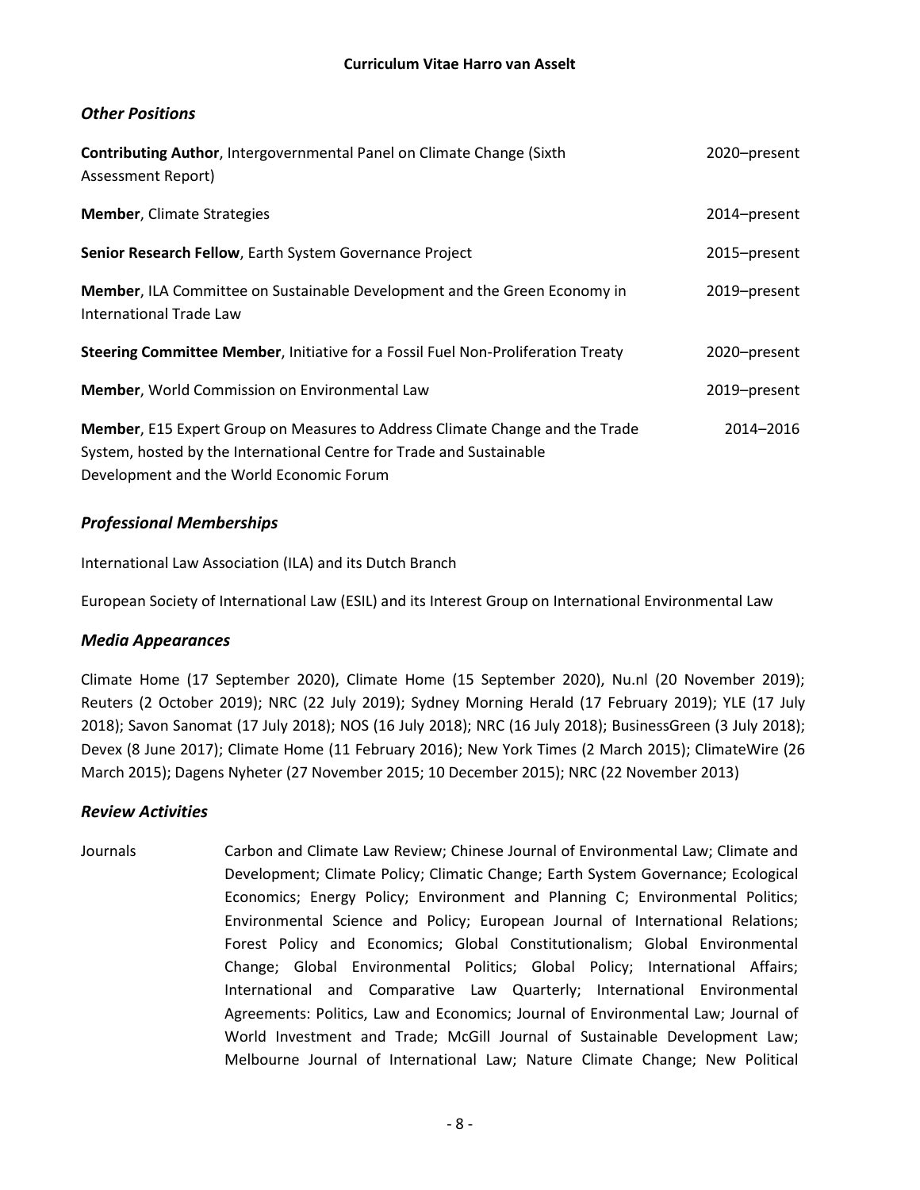### *Other Positions*

| | |
|---|---|
| **Contributing Author**, Intergovernmental Panel on Climate Change (Sixth Assessment Report) | 2020–present |
| **Member**, Climate Strategies | 2014–present |
| **Senior Research Fellow**, Earth System Governance Project | 2015–present |
| **Member**, ILA Committee on Sustainable Development and the Green Economy in International Trade Law | 2019–present |
| **Steering Committee Member**, Initiative for a Fossil Fuel Non-Proliferation Treaty | 2020–present |
| **Member**, World Commission on Environmental Law | 2019–present |
| **Member**, E15 Expert Group on Measures to Address Climate Change and the Trade System, hosted by the International Centre for Trade and Sustainable Development and the World Economic Forum | 2014–2016 |

### *Professional Memberships*

International Law Association (ILA) and its Dutch Branch

European Society of International Law (ESIL) and its Interest Group on International Environmental Law

### *Media Appearances*

Climate Home (17 September 2020), Climate Home (15 September 2020), Nu.nl (20 November 2019); Reuters (2 October 2019); NRC (22 July 2019); Sydney Morning Herald (17 February 2019); YLE (17 July 2018); Savon Sanomat (17 July 2018); NOS (16 July 2018); NRC (16 July 2018); BusinessGreen (3 July 2018); Devex (8 June 2017); Climate Home (11 February 2016); New York Times (2 March 2015); ClimateWire (26 March 2015); Dagens Nyheter (27 November 2015; 10 December 2015); NRC (22 November 2013)

### *Review Activities*

Journals: Carbon and Climate Law Review; Chinese Journal of Environmental Law; Climate and Development; Climate Policy; Climatic Change; Earth System Governance; Ecological Economics; Energy Policy; Environment and Planning C; Environmental Politics; Environmental Science and Policy; European Journal of International Relations; Forest Policy and Economics; Global Constitutionalism; Global Environmental Change; Global Environmental Politics; Global Policy; International Affairs; International and Comparative Law Quarterly; International Environmental Agreements: Politics, Law and Economics; Journal of Environmental Law; Journal of World Investment and Trade; McGill Journal of Sustainable Development Law; Melbourne Journal of International Law; Nature Climate Change; New Political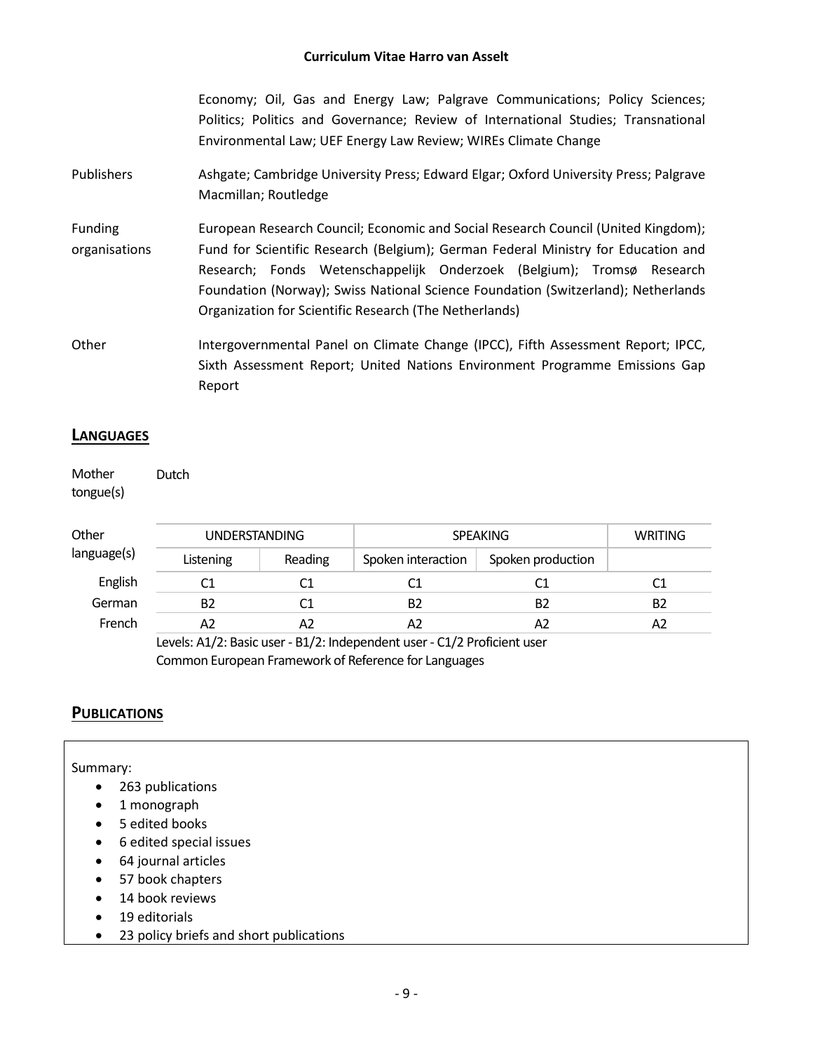| | |
|---|---|
| | Economy; Oil, Gas and Energy Law; Palgrave Communications; Policy Sciences; Politics; Politics and Governance; Review of International Studies; Transnational Environmental Law; UEF Energy Law Review; WIREs Climate Change |
| Publishers | Ashgate; Cambridge University Press; Edward Elgar; Oxford University Press; Palgrave Macmillan; Routledge |
| Funding organisations | European Research Council; Economic and Social Research Council (United Kingdom); Fund for Scientific Research (Belgium); German Federal Ministry for Education and Research; Fonds Wetenschappelijk Onderzoek (Belgium); Tromsø Research Foundation (Norway); Swiss National Science Foundation (Switzerland); Netherlands Organization for Scientific Research (The Netherlands) |
| Other | Intergovernmental Panel on Climate Change (IPCC), Fifth Assessment Report; IPCC, Sixth Assessment Report; United Nations Environment Programme Emissions Gap Report |

## LANGUAGES

Mother tongue(s): Dutch

Other language(s):

| | UNDERSTANDING | | SPEAKING | | WRITING |
|---|---|---|---|---|---|
| | Listening | Reading | Spoken interaction | Spoken production | |
| English | C1 | C1 | C1 | C1 | C1 |
| German | B2 | C1 | B2 | B2 | B2 |
| French | A2 | A2 | A2 | A2 | A2 |

Levels: A1/2: Basic user - B1/2: Independent user - C1/2 Proficient user
Common European Framework of Reference for Languages

## PUBLICATIONS

Summary:

- 263 publications
- 1 monograph
- 5 edited books
- 6 edited special issues
- 64 journal articles
- 57 book chapters
- 14 book reviews
- 19 editorials
- 23 policy briefs and short publications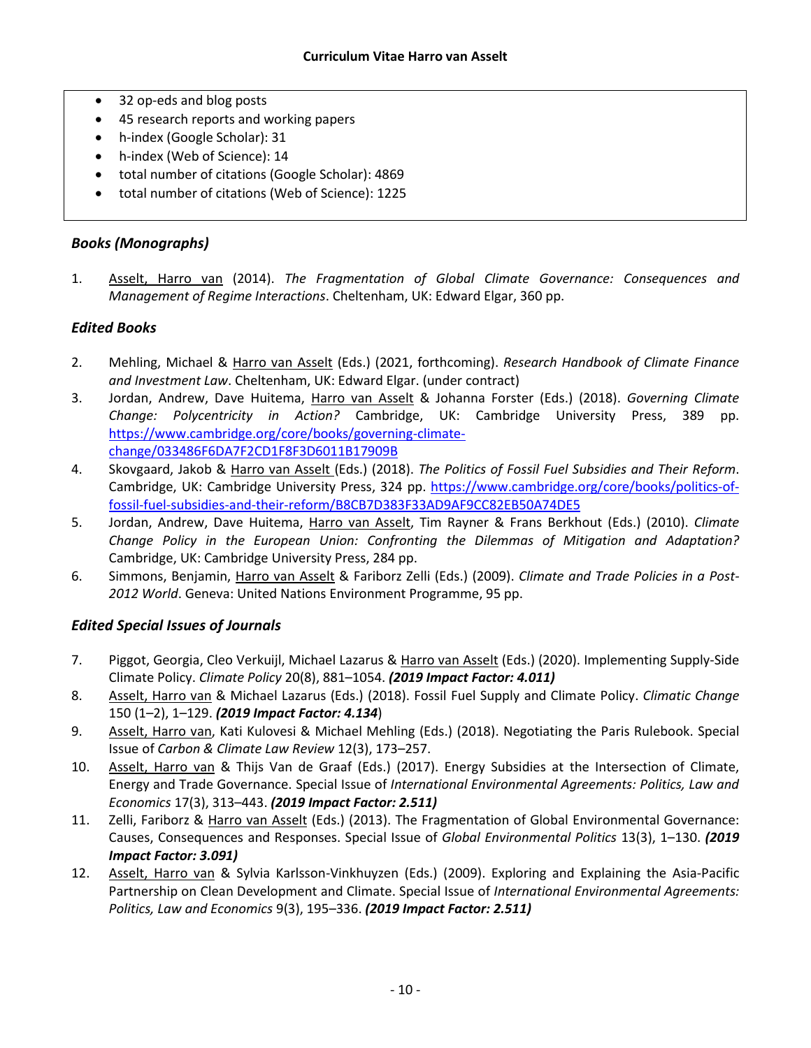- 32 op-eds and blog posts
- 45 research reports and working papers
- h-index (Google Scholar): 31
- h-index (Web of Science): 14
- total number of citations (Google Scholar): 4869
- total number of citations (Web of Science): 1225

### *Books (Monographs)*

1. Asselt, Harro van (2014). *The Fragmentation of Global Climate Governance: Consequences and Management of Regime Interactions*. Cheltenham, UK: Edward Elgar, 360 pp.

### *Edited Books*

2. Mehling, Michael & Harro van Asselt (Eds.) (2021, forthcoming). *Research Handbook of Climate Finance and Investment Law*. Cheltenham, UK: Edward Elgar. (under contract)
3. Jordan, Andrew, Dave Huitema, Harro van Asselt & Johanna Forster (Eds.) (2018). *Governing Climate Change: Polycentricity in Action?* Cambridge, UK: Cambridge University Press, 389 pp. https://www.cambridge.org/core/books/governing-climate-change/033486F6DA7F2CD1F8F3D6011B17909B
4. Skovgaard, Jakob & Harro van Asselt (Eds.) (2018). *The Politics of Fossil Fuel Subsidies and Their Reform*. Cambridge, UK: Cambridge University Press, 324 pp. https://www.cambridge.org/core/books/politics-of-fossil-fuel-subsidies-and-their-reform/B8CB7D383F33AD9AF9CC82EB50A74DE5
5. Jordan, Andrew, Dave Huitema, Harro van Asselt, Tim Rayner & Frans Berkhout (Eds.) (2010). *Climate Change Policy in the European Union: Confronting the Dilemmas of Mitigation and Adaptation?* Cambridge, UK: Cambridge University Press, 284 pp.
6. Simmons, Benjamin, Harro van Asselt & Fariborz Zelli (Eds.) (2009). *Climate and Trade Policies in a Post-2012 World*. Geneva: United Nations Environment Programme, 95 pp.

### *Edited Special Issues of Journals*

7. Piggot, Georgia, Cleo Verkuijl, Michael Lazarus & Harro van Asselt (Eds.) (2020). Implementing Supply-Side Climate Policy. *Climate Policy* 20(8), 881–1054. ***(2019 Impact Factor: 4.011)***
8. Asselt, Harro van & Michael Lazarus (Eds.) (2018). Fossil Fuel Supply and Climate Policy. *Climatic Change* 150 (1–2), 1–129. ***(2019 Impact Factor: 4.134***)
9. Asselt, Harro van, Kati Kulovesi & Michael Mehling (Eds.) (2018). Negotiating the Paris Rulebook. Special Issue of *Carbon & Climate Law Review* 12(3), 173–257.
10. Asselt, Harro van & Thijs Van de Graaf (Eds.) (2017). Energy Subsidies at the Intersection of Climate, Energy and Trade Governance. Special Issue of *International Environmental Agreements: Politics, Law and Economics* 17(3), 313–443. ***(2019 Impact Factor: 2.511)***
11. Zelli, Fariborz & Harro van Asselt (Eds.) (2013). The Fragmentation of Global Environmental Governance: Causes, Consequences and Responses. Special Issue of *Global Environmental Politics* 13(3), 1–130. ***(2019 Impact Factor: 3.091)***
12. Asselt, Harro van & Sylvia Karlsson-Vinkhuyzen (Eds.) (2009). Exploring and Explaining the Asia-Pacific Partnership on Clean Development and Climate. Special Issue of *International Environmental Agreements: Politics, Law and Economics* 9(3), 195–336. ***(2019 Impact Factor: 2.511)***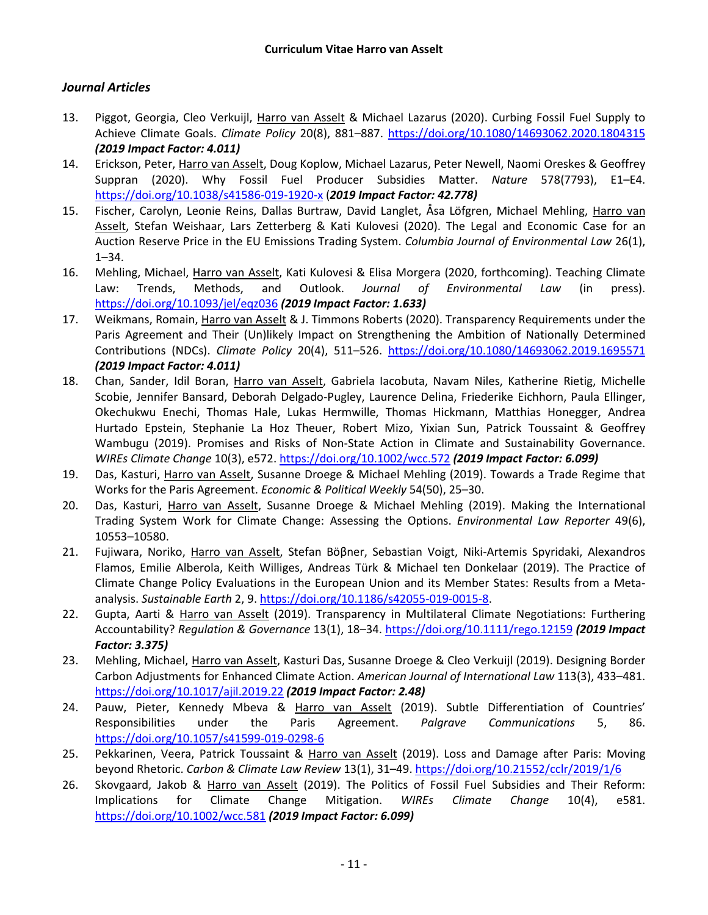## *Journal Articles*

13. Piggot, Georgia, Cleo Verkuijl, Harro van Asselt & Michael Lazarus (2020). Curbing Fossil Fuel Supply to Achieve Climate Goals. *Climate Policy* 20(8), 881–887. https://doi.org/10.1080/14693062.2020.1804315 ***(2019 Impact Factor: 4.011)***
14. Erickson, Peter, Harro van Asselt, Doug Koplow, Michael Lazarus, Peter Newell, Naomi Oreskes & Geoffrey Suppran (2020). Why Fossil Fuel Producer Subsidies Matter. *Nature* 578(7793), E1–E4. https://doi.org/10.1038/s41586-019-1920-x (***2019 Impact Factor: 42.778)***
15. Fischer, Carolyn, Leonie Reins, Dallas Burtraw, David Langlet, Åsa Löfgren, Michael Mehling, Harro van Asselt, Stefan Weishaar, Lars Zetterberg & Kati Kulovesi (2020). The Legal and Economic Case for an Auction Reserve Price in the EU Emissions Trading System. *Columbia Journal of Environmental Law* 26(1), 1–34.
16. Mehling, Michael, Harro van Asselt, Kati Kulovesi & Elisa Morgera (2020, forthcoming). Teaching Climate Law: Trends, Methods, and Outlook. *Journal of Environmental Law* (in press). https://doi.org/10.1093/jel/eqz036 ***(2019 Impact Factor: 1.633)***
17. Weikmans, Romain, Harro van Asselt & J. Timmons Roberts (2020). Transparency Requirements under the Paris Agreement and Their (Un)likely Impact on Strengthening the Ambition of Nationally Determined Contributions (NDCs). *Climate Policy* 20(4), 511–526. https://doi.org/10.1080/14693062.2019.1695571 ***(2019 Impact Factor: 4.011)***
18. Chan, Sander, Idil Boran, Harro van Asselt, Gabriela Iacobuta, Navam Niles, Katherine Rietig, Michelle Scobie, Jennifer Bansard, Deborah Delgado-Pugley, Laurence Delina, Friederike Eichhorn, Paula Ellinger, Okechukwu Enechi, Thomas Hale, Lukas Hermwille, Thomas Hickmann, Matthias Honegger, Andrea Hurtado Epstein, Stephanie La Hoz Theuer, Robert Mizo, Yixian Sun, Patrick Toussaint & Geoffrey Wambugu (2019). Promises and Risks of Non-State Action in Climate and Sustainability Governance. *WIREs Climate Change* 10(3), e572. https://doi.org/10.1002/wcc.572 ***(2019 Impact Factor: 6.099)***
19. Das, Kasturi, Harro van Asselt, Susanne Droege & Michael Mehling (2019). Towards a Trade Regime that Works for the Paris Agreement. *Economic & Political Weekly* 54(50), 25–30.
20. Das, Kasturi, Harro van Asselt, Susanne Droege & Michael Mehling (2019). Making the International Trading System Work for Climate Change: Assessing the Options. *Environmental Law Reporter* 49(6), 10553–10580.
21. Fujiwara, Noriko, Harro van Asselt, Stefan Böβner, Sebastian Voigt, Niki-Artemis Spyridaki, Alexandros Flamos, Emilie Alberola, Keith Williges, Andreas Türk & Michael ten Donkelaar (2019). The Practice of Climate Change Policy Evaluations in the European Union and its Member States: Results from a Meta-analysis. *Sustainable Earth* 2, 9. https://doi.org/10.1186/s42055-019-0015-8.
22. Gupta, Aarti & Harro van Asselt (2019). Transparency in Multilateral Climate Negotiations: Furthering Accountability? *Regulation & Governance* 13(1), 18–34. https://doi.org/10.1111/rego.12159 ***(2019 Impact Factor: 3.375)***
23. Mehling, Michael, Harro van Asselt, Kasturi Das, Susanne Droege & Cleo Verkuijl (2019). Designing Border Carbon Adjustments for Enhanced Climate Action. *American Journal of International Law* 113(3), 433–481. https://doi.org/10.1017/ajil.2019.22 ***(2019 Impact Factor: 2.48)***
24. Pauw, Pieter, Kennedy Mbeva & Harro van Asselt (2019). Subtle Differentiation of Countries' Responsibilities under the Paris Agreement. *Palgrave Communications* 5, 86. https://doi.org/10.1057/s41599-019-0298-6
25. Pekkarinen, Veera, Patrick Toussaint & Harro van Asselt (2019). Loss and Damage after Paris: Moving beyond Rhetoric. *Carbon & Climate Law Review* 13(1), 31–49. https://doi.org/10.21552/cclr/2019/1/6
26. Skovgaard, Jakob & Harro van Asselt (2019). The Politics of Fossil Fuel Subsidies and Their Reform: Implications for Climate Change Mitigation. *WIREs Climate Change* 10(4), e581. https://doi.org/10.1002/wcc.581 ***(2019 Impact Factor: 6.099)***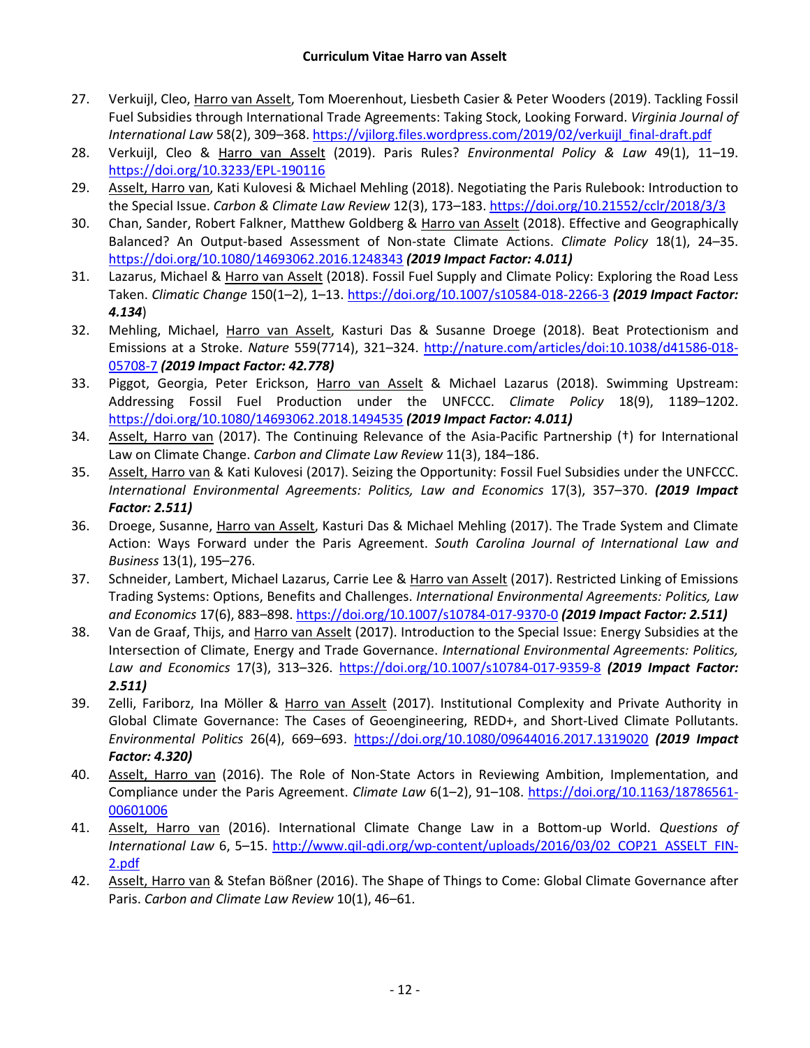27. Verkuijl, Cleo, Harro van Asselt, Tom Moerenhout, Liesbeth Casier & Peter Wooders (2019). Tackling Fossil Fuel Subsidies through International Trade Agreements: Taking Stock, Looking Forward. *Virginia Journal of International Law* 58(2), 309–368. https://vjilorg.files.wordpress.com/2019/02/verkuijl_final-draft.pdf
28. Verkuijl, Cleo & Harro van Asselt (2019). Paris Rules? *Environmental Policy & Law* 49(1), 11–19. https://doi.org/10.3233/EPL-190116
29. Asselt, Harro van, Kati Kulovesi & Michael Mehling (2018). Negotiating the Paris Rulebook: Introduction to the Special Issue. *Carbon & Climate Law Review* 12(3), 173–183. https://doi.org/10.21552/cclr/2018/3/3
30. Chan, Sander, Robert Falkner, Matthew Goldberg & Harro van Asselt (2018). Effective and Geographically Balanced? An Output-based Assessment of Non-state Climate Actions. *Climate Policy* 18(1), 24–35. https://doi.org/10.1080/14693062.2016.1248343 ***(2019 Impact Factor: 4.011)***
31. Lazarus, Michael & Harro van Asselt (2018). Fossil Fuel Supply and Climate Policy: Exploring the Road Less Taken. *Climatic Change* 150(1–2), 1–13. https://doi.org/10.1007/s10584-018-2266-3 ***(2019 Impact Factor: 4.134***)
32. Mehling, Michael, Harro van Asselt, Kasturi Das & Susanne Droege (2018). Beat Protectionism and Emissions at a Stroke. *Nature* 559(7714), 321–324. http://nature.com/articles/doi:10.1038/d41586-018-05708-7 ***(2019 Impact Factor: 42.778)***
33. Piggot, Georgia, Peter Erickson, Harro van Asselt & Michael Lazarus (2018). Swimming Upstream: Addressing Fossil Fuel Production under the UNFCCC. *Climate Policy* 18(9), 1189–1202. https://doi.org/10.1080/14693062.2018.1494535 ***(2019 Impact Factor: 4.011)***
34. Asselt, Harro van (2017). The Continuing Relevance of the Asia-Pacific Partnership (†) for International Law on Climate Change. *Carbon and Climate Law Review* 11(3), 184–186.
35. Asselt, Harro van & Kati Kulovesi (2017). Seizing the Opportunity: Fossil Fuel Subsidies under the UNFCCC. *International Environmental Agreements: Politics, Law and Economics* 17(3), 357–370. ***(2019 Impact Factor: 2.511)***
36. Droege, Susanne, Harro van Asselt, Kasturi Das & Michael Mehling (2017). The Trade System and Climate Action: Ways Forward under the Paris Agreement. *South Carolina Journal of International Law and Business* 13(1), 195–276.
37. Schneider, Lambert, Michael Lazarus, Carrie Lee & Harro van Asselt (2017). Restricted Linking of Emissions Trading Systems: Options, Benefits and Challenges. *International Environmental Agreements: Politics, Law and Economics* 17(6), 883–898. https://doi.org/10.1007/s10784-017-9370-0 ***(2019 Impact Factor: 2.511)***
38. Van de Graaf, Thijs, and Harro van Asselt (2017). Introduction to the Special Issue: Energy Subsidies at the Intersection of Climate, Energy and Trade Governance. *International Environmental Agreements: Politics, Law and Economics* 17(3), 313–326. https://doi.org/10.1007/s10784-017-9359-8 ***(2019 Impact Factor: 2.511)***
39. Zelli, Fariborz, Ina Möller & Harro van Asselt (2017). Institutional Complexity and Private Authority in Global Climate Governance: The Cases of Geoengineering, REDD+, and Short-Lived Climate Pollutants. *Environmental Politics* 26(4), 669–693. https://doi.org/10.1080/09644016.2017.1319020 ***(2019 Impact Factor: 4.320)***
40. Asselt, Harro van (2016). The Role of Non-State Actors in Reviewing Ambition, Implementation, and Compliance under the Paris Agreement. *Climate Law* 6(1–2), 91–108. https://doi.org/10.1163/18786561-00601006
41. Asselt, Harro van (2016). International Climate Change Law in a Bottom-up World. *Questions of International Law* 6, 5–15. http://www.qil-qdi.org/wp-content/uploads/2016/03/02_COP21_ASSELT_FIN-2.pdf
42. Asselt, Harro van & Stefan Bößner (2016). The Shape of Things to Come: Global Climate Governance after Paris. *Carbon and Climate Law Review* 10(1), 46–61.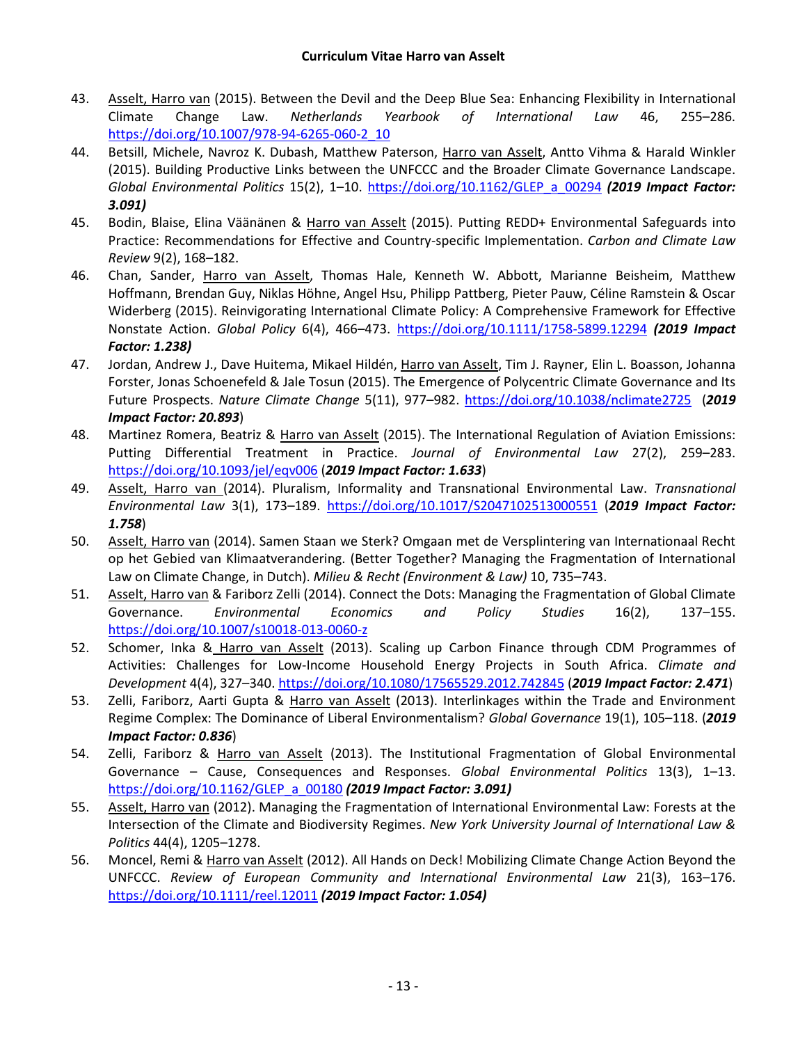43. Asselt, Harro van (2015). Between the Devil and the Deep Blue Sea: Enhancing Flexibility in International Climate Change Law. *Netherlands Yearbook of International Law* 46, 255–286. https://doi.org/10.1007/978-94-6265-060-2_10
44. Betsill, Michele, Navroz K. Dubash, Matthew Paterson, Harro van Asselt, Antto Vihma & Harald Winkler (2015). Building Productive Links between the UNFCCC and the Broader Climate Governance Landscape. *Global Environmental Politics* 15(2), 1–10. https://doi.org/10.1162/GLEP_a_00294 ***(2019 Impact Factor: 3.091)***
45. Bodin, Blaise, Elina Väänänen & Harro van Asselt (2015). Putting REDD+ Environmental Safeguards into Practice: Recommendations for Effective and Country-specific Implementation. *Carbon and Climate Law Review* 9(2), 168–182.
46. Chan, Sander, Harro van Asselt, Thomas Hale, Kenneth W. Abbott, Marianne Beisheim, Matthew Hoffmann, Brendan Guy, Niklas Höhne, Angel Hsu, Philipp Pattberg, Pieter Pauw, Céline Ramstein & Oscar Widerberg (2015). Reinvigorating International Climate Policy: A Comprehensive Framework for Effective Nonstate Action. *Global Policy* 6(4), 466–473. https://doi.org/10.1111/1758-5899.12294 ***(2019 Impact Factor: 1.238)***
47. Jordan, Andrew J., Dave Huitema, Mikael Hildén, Harro van Asselt, Tim J. Rayner, Elin L. Boasson, Johanna Forster, Jonas Schoenefeld & Jale Tosun (2015). The Emergence of Polycentric Climate Governance and Its Future Prospects. *Nature Climate Change* 5(11), 977–982. https://doi.org/10.1038/nclimate2725 (***2019 Impact Factor: 20.893***)
48. Martinez Romera, Beatriz & Harro van Asselt (2015). The International Regulation of Aviation Emissions: Putting Differential Treatment in Practice. *Journal of Environmental Law* 27(2), 259–283. https://doi.org/10.1093/jel/eqv006 (***2019 Impact Factor: 1.633***)
49. Asselt, Harro van (2014). Pluralism, Informality and Transnational Environmental Law. *Transnational Environmental Law* 3(1), 173–189. https://doi.org/10.1017/S2047102513000551 (***2019 Impact Factor: 1.758***)
50. Asselt, Harro van (2014). Samen Staan we Sterk? Omgaan met de Versplintering van Internationaal Recht op het Gebied van Klimaatverandering. (Better Together? Managing the Fragmentation of International Law on Climate Change, in Dutch). *Milieu & Recht (Environment & Law)* 10, 735–743.
51. Asselt, Harro van & Fariborz Zelli (2014). Connect the Dots: Managing the Fragmentation of Global Climate Governance. *Environmental Economics and Policy Studies* 16(2), 137–155. https://doi.org/10.1007/s10018-013-0060-z
52. Schomer, Inka & Harro van Asselt (2013). Scaling up Carbon Finance through CDM Programmes of Activities: Challenges for Low-Income Household Energy Projects in South Africa. *Climate and Development* 4(4), 327–340. https://doi.org/10.1080/17565529.2012.742845 (***2019 Impact Factor: 2.471***)
53. Zelli, Fariborz, Aarti Gupta & Harro van Asselt (2013). Interlinkages within the Trade and Environment Regime Complex: The Dominance of Liberal Environmentalism? *Global Governance* 19(1), 105–118. (***2019 Impact Factor: 0.836***)
54. Zelli, Fariborz & Harro van Asselt (2013). The Institutional Fragmentation of Global Environmental Governance – Cause, Consequences and Responses. *Global Environmental Politics* 13(3), 1–13. https://doi.org/10.1162/GLEP_a_00180 ***(2019 Impact Factor: 3.091)***
55. Asselt, Harro van (2012). Managing the Fragmentation of International Environmental Law: Forests at the Intersection of the Climate and Biodiversity Regimes. *New York University Journal of International Law & Politics* 44(4), 1205–1278.
56. Moncel, Remi & Harro van Asselt (2012). All Hands on Deck! Mobilizing Climate Change Action Beyond the UNFCCC. *Review of European Community and International Environmental Law* 21(3), 163–176. https://doi.org/10.1111/reel.12011 ***(2019 Impact Factor: 1.054)***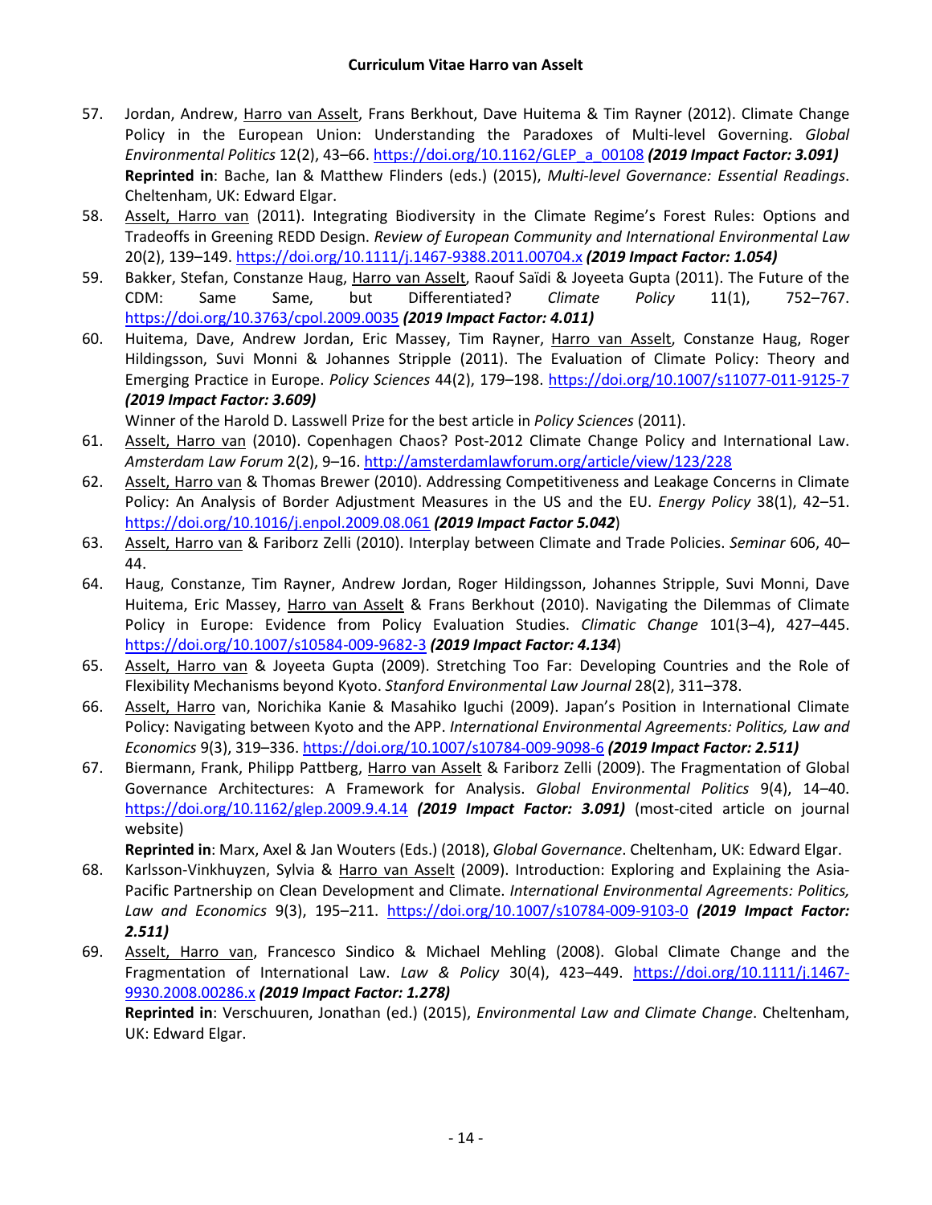57. Jordan, Andrew, <u>Harro van Asselt</u>, Frans Berkhout, Dave Huitema & Tim Rayner (2012). Climate Change Policy in the European Union: Understanding the Paradoxes of Multi-level Governing. *Global Environmental Politics* 12(2), 43–66. https://doi.org/10.1162/GLEP_a_00108 ***(2019 Impact Factor: 3.091)***
**Reprinted in**: Bache, Ian & Matthew Flinders (eds.) (2015), *Multi-level Governance: Essential Readings*. Cheltenham, UK: Edward Elgar.
58. <u>Asselt, Harro van</u> (2011). Integrating Biodiversity in the Climate Regime's Forest Rules: Options and Tradeoffs in Greening REDD Design. *Review of European Community and International Environmental Law* 20(2), 139–149. https://doi.org/10.1111/j.1467-9388.2011.00704.x ***(2019 Impact Factor: 1.054)***
59. Bakker, Stefan, Constanze Haug, <u>Harro van Asselt</u>, Raouf Saïdi & Joyeeta Gupta (2011). The Future of the CDM: Same Same, but Differentiated? *Climate Policy* 11(1), 752–767. https://doi.org/10.3763/cpol.2009.0035 ***(2019 Impact Factor: 4.011)***
60. Huitema, Dave, Andrew Jordan, Eric Massey, Tim Rayner, <u>Harro van Asselt</u>, Constanze Haug, Roger Hildingsson, Suvi Monni & Johannes Stripple (2011). The Evaluation of Climate Policy: Theory and Emerging Practice in Europe. *Policy Sciences* 44(2), 179–198. https://doi.org/10.1007/s11077-011-9125-7 ***(2019 Impact Factor: 3.609)***
Winner of the Harold D. Lasswell Prize for the best article in *Policy Sciences* (2011).
61. <u>Asselt, Harro van</u> (2010). Copenhagen Chaos? Post-2012 Climate Change Policy and International Law. *Amsterdam Law Forum* 2(2), 9–16. http://amsterdamlawforum.org/article/view/123/228
62. <u>Asselt, Harro van</u> & Thomas Brewer (2010). Addressing Competitiveness and Leakage Concerns in Climate Policy: An Analysis of Border Adjustment Measures in the US and the EU. *Energy Policy* 38(1), 42–51. https://doi.org/10.1016/j.enpol.2009.08.061 ***(2019 Impact Factor 5.042)***
63. <u>Asselt, Harro van</u> & Fariborz Zelli (2010). Interplay between Climate and Trade Policies. *Seminar* 606, 40–44.
64. Haug, Constanze, Tim Rayner, Andrew Jordan, Roger Hildingsson, Johannes Stripple, Suvi Monni, Dave Huitema, Eric Massey, <u>Harro van Asselt</u> & Frans Berkhout (2010). Navigating the Dilemmas of Climate Policy in Europe: Evidence from Policy Evaluation Studies. *Climatic Change* 101(3–4), 427–445. https://doi.org/10.1007/s10584-009-9682-3 ***(2019 Impact Factor: 4.134)***
65. <u>Asselt, Harro van</u> & Joyeeta Gupta (2009). Stretching Too Far: Developing Countries and the Role of Flexibility Mechanisms beyond Kyoto. *Stanford Environmental Law Journal* 28(2), 311–378.
66. <u>Asselt, Harro</u> van, Norichika Kanie & Masahiko Iguchi (2009). Japan's Position in International Climate Policy: Navigating between Kyoto and the APP. *International Environmental Agreements: Politics, Law and Economics* 9(3), 319–336. https://doi.org/10.1007/s10784-009-9098-6 ***(2019 Impact Factor: 2.511)***
67. Biermann, Frank, Philipp Pattberg, <u>Harro van Asselt</u> & Fariborz Zelli (2009). The Fragmentation of Global Governance Architectures: A Framework for Analysis. *Global Environmental Politics* 9(4), 14–40. https://doi.org/10.1162/glep.2009.9.4.14 ***(2019 Impact Factor: 3.091)*** (most-cited article on journal website)
**Reprinted in**: Marx, Axel & Jan Wouters (Eds.) (2018), *Global Governance*. Cheltenham, UK: Edward Elgar.
68. Karlsson-Vinkhuyzen, Sylvia & <u>Harro van Asselt</u> (2009). Introduction: Exploring and Explaining the Asia-Pacific Partnership on Clean Development and Climate. *International Environmental Agreements: Politics, Law and Economics* 9(3), 195–211. https://doi.org/10.1007/s10784-009-9103-0 ***(2019 Impact Factor: 2.511)***
69. <u>Asselt, Harro van</u>, Francesco Sindico & Michael Mehling (2008). Global Climate Change and the Fragmentation of International Law. *Law & Policy* 30(4), 423–449. https://doi.org/10.1111/j.1467-9930.2008.00286.x ***(2019 Impact Factor: 1.278)***
**Reprinted in**: Verschuuren, Jonathan (ed.) (2015), *Environmental Law and Climate Change*. Cheltenham, UK: Edward Elgar.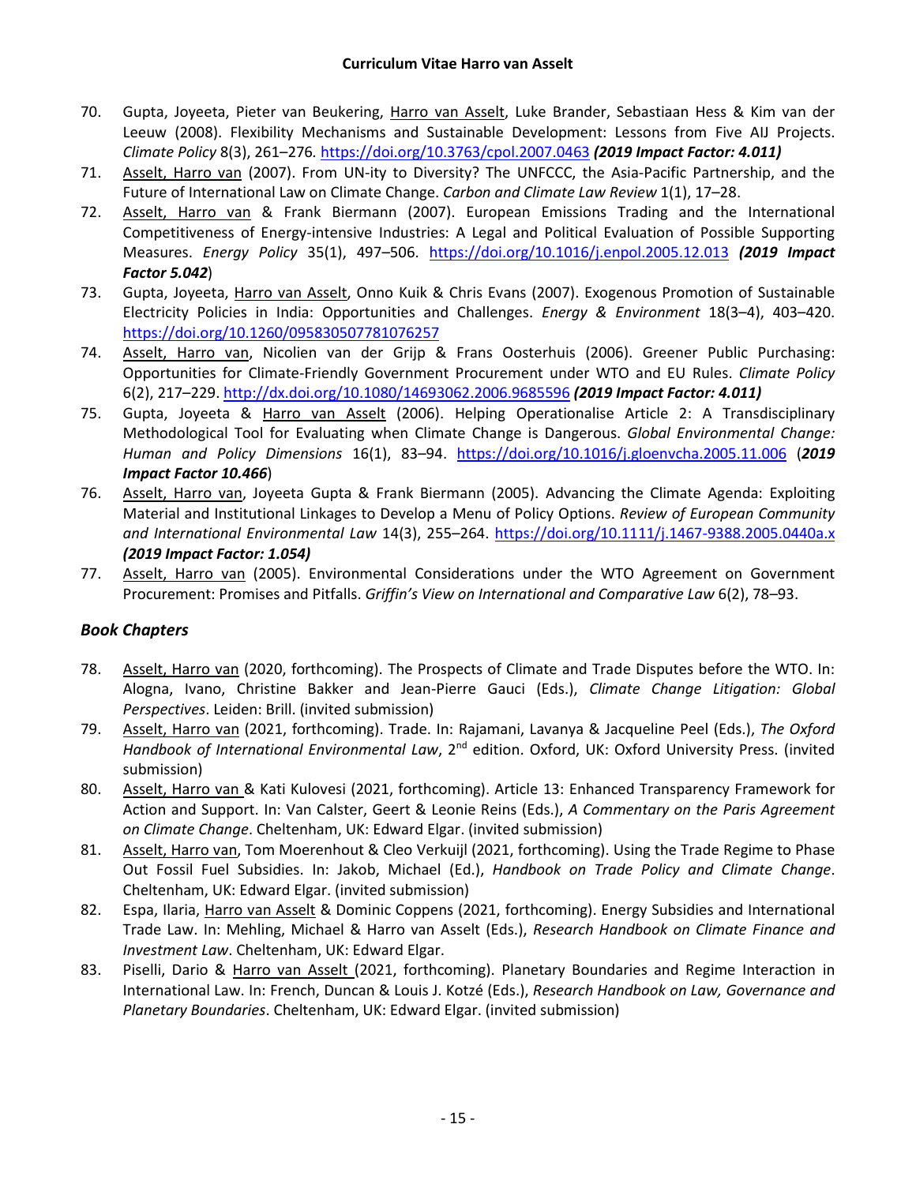70. Gupta, Joyeeta, Pieter van Beukering, Harro van Asselt, Luke Brander, Sebastiaan Hess & Kim van der Leeuw (2008). Flexibility Mechanisms and Sustainable Development: Lessons from Five AIJ Projects. *Climate Policy* 8(3), 261–276. https://doi.org/10.3763/cpol.2007.0463 ***(2019 Impact Factor: 4.011)***
71. Asselt, Harro van (2007). From UN-ity to Diversity? The UNFCCC, the Asia-Pacific Partnership, and the Future of International Law on Climate Change. *Carbon and Climate Law Review* 1(1), 17–28.
72. Asselt, Harro van & Frank Biermann (2007). European Emissions Trading and the International Competitiveness of Energy-intensive Industries: A Legal and Political Evaluation of Possible Supporting Measures. *Energy Policy* 35(1), 497–506. https://doi.org/10.1016/j.enpol.2005.12.013 ***(2019 Impact Factor 5.042)***
73. Gupta, Joyeeta, Harro van Asselt, Onno Kuik & Chris Evans (2007). Exogenous Promotion of Sustainable Electricity Policies in India: Opportunities and Challenges. *Energy & Environment* 18(3–4), 403–420. https://doi.org/10.1260/095830507781076257
74. Asselt, Harro van, Nicolien van der Grijp & Frans Oosterhuis (2006). Greener Public Purchasing: Opportunities for Climate-Friendly Government Procurement under WTO and EU Rules. *Climate Policy* 6(2), 217–229. http://dx.doi.org/10.1080/14693062.2006.9685596 ***(2019 Impact Factor: 4.011)***
75. Gupta, Joyeeta & Harro van Asselt (2006). Helping Operationalise Article 2: A Transdisciplinary Methodological Tool for Evaluating when Climate Change is Dangerous. *Global Environmental Change: Human and Policy Dimensions* 16(1), 83–94. https://doi.org/10.1016/j.gloenvcha.2005.11.006 (***2019 Impact Factor 10.466***)
76. Asselt, Harro van, Joyeeta Gupta & Frank Biermann (2005). Advancing the Climate Agenda: Exploiting Material and Institutional Linkages to Develop a Menu of Policy Options. *Review of European Community and International Environmental Law* 14(3), 255–264. https://doi.org/10.1111/j.1467-9388.2005.0440a.x ***(2019 Impact Factor: 1.054)***
77. Asselt, Harro van (2005). Environmental Considerations under the WTO Agreement on Government Procurement: Promises and Pitfalls. *Griffin's View on International and Comparative Law* 6(2), 78–93.

## *Book Chapters*

78. Asselt, Harro van (2020, forthcoming). The Prospects of Climate and Trade Disputes before the WTO. In: Alogna, Ivano, Christine Bakker and Jean-Pierre Gauci (Eds.), *Climate Change Litigation: Global Perspectives*. Leiden: Brill. (invited submission)
79. Asselt, Harro van (2021, forthcoming). Trade. In: Rajamani, Lavanya & Jacqueline Peel (Eds.), *The Oxford Handbook of International Environmental Law*, 2nd edition. Oxford, UK: Oxford University Press. (invited submission)
80. Asselt, Harro van & Kati Kulovesi (2021, forthcoming). Article 13: Enhanced Transparency Framework for Action and Support. In: Van Calster, Geert & Leonie Reins (Eds.), *A Commentary on the Paris Agreement on Climate Change*. Cheltenham, UK: Edward Elgar. (invited submission)
81. Asselt, Harro van, Tom Moerenhout & Cleo Verkuijl (2021, forthcoming). Using the Trade Regime to Phase Out Fossil Fuel Subsidies. In: Jakob, Michael (Ed.), *Handbook on Trade Policy and Climate Change*. Cheltenham, UK: Edward Elgar. (invited submission)
82. Espa, Ilaria, Harro van Asselt & Dominic Coppens (2021, forthcoming). Energy Subsidies and International Trade Law. In: Mehling, Michael & Harro van Asselt (Eds.), *Research Handbook on Climate Finance and Investment Law*. Cheltenham, UK: Edward Elgar.
83. Piselli, Dario & Harro van Asselt (2021, forthcoming). Planetary Boundaries and Regime Interaction in International Law. In: French, Duncan & Louis J. Kotzé (Eds.), *Research Handbook on Law, Governance and Planetary Boundaries*. Cheltenham, UK: Edward Elgar. (invited submission)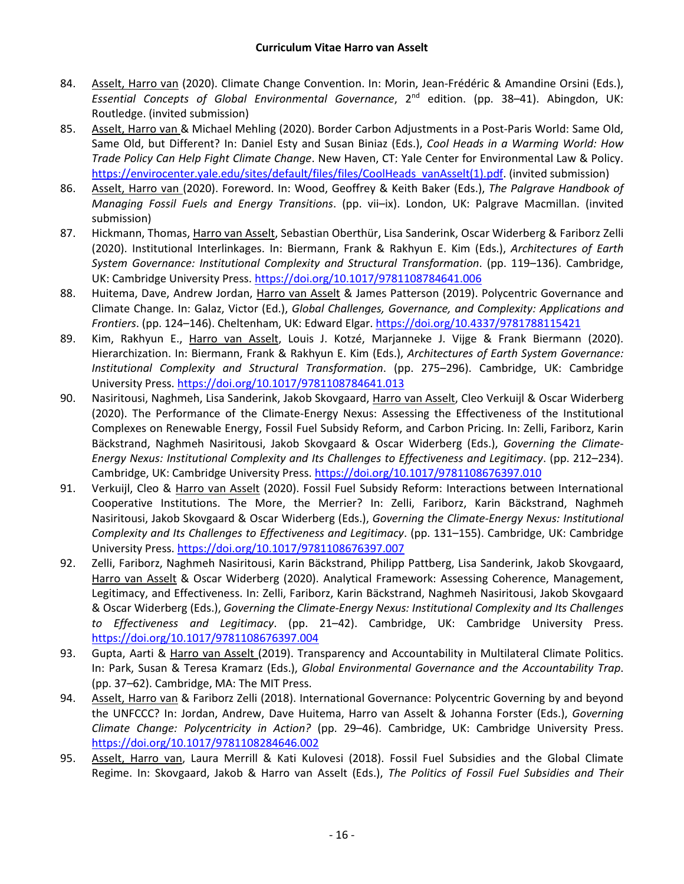84. Asselt, Harro van (2020). Climate Change Convention. In: Morin, Jean-Frédéric & Amandine Orsini (Eds.), *Essential Concepts of Global Environmental Governance*, 2nd edition. (pp. 38–41). Abingdon, UK: Routledge. (invited submission)
85. Asselt, Harro van & Michael Mehling (2020). Border Carbon Adjustments in a Post-Paris World: Same Old, Same Old, but Different? In: Daniel Esty and Susan Biniaz (Eds.), *Cool Heads in a Warming World: How Trade Policy Can Help Fight Climate Change*. New Haven, CT: Yale Center for Environmental Law & Policy. https://envirocenter.yale.edu/sites/default/files/files/CoolHeads_vanAsselt(1).pdf. (invited submission)
86. Asselt, Harro van (2020). Foreword. In: Wood, Geoffrey & Keith Baker (Eds.), *The Palgrave Handbook of Managing Fossil Fuels and Energy Transitions*. (pp. vii–ix). London, UK: Palgrave Macmillan. (invited submission)
87. Hickmann, Thomas, Harro van Asselt, Sebastian Oberthür, Lisa Sanderink, Oscar Widerberg & Fariborz Zelli (2020). Institutional Interlinkages. In: Biermann, Frank & Rakhyun E. Kim (Eds.), *Architectures of Earth System Governance: Institutional Complexity and Structural Transformation*. (pp. 119–136). Cambridge, UK: Cambridge University Press. https://doi.org/10.1017/9781108784641.006
88. Huitema, Dave, Andrew Jordan, Harro van Asselt & James Patterson (2019). Polycentric Governance and Climate Change. In: Galaz, Victor (Ed.), *Global Challenges, Governance, and Complexity: Applications and Frontiers*. (pp. 124–146). Cheltenham, UK: Edward Elgar. https://doi.org/10.4337/9781788115421
89. Kim, Rakhyun E., Harro van Asselt, Louis J. Kotzé, Marjanneke J. Vijge & Frank Biermann (2020). Hierarchization. In: Biermann, Frank & Rakhyun E. Kim (Eds.), *Architectures of Earth System Governance: Institutional Complexity and Structural Transformation*. (pp. 275–296). Cambridge, UK: Cambridge University Press. https://doi.org/10.1017/9781108784641.013
90. Nasiritousi, Naghmeh, Lisa Sanderink, Jakob Skovgaard, Harro van Asselt, Cleo Verkuijl & Oscar Widerberg (2020). The Performance of the Climate-Energy Nexus: Assessing the Effectiveness of the Institutional Complexes on Renewable Energy, Fossil Fuel Subsidy Reform, and Carbon Pricing. In: Zelli, Fariborz, Karin Bäckstrand, Naghmeh Nasiritousi, Jakob Skovgaard & Oscar Widerberg (Eds.), *Governing the Climate-Energy Nexus: Institutional Complexity and Its Challenges to Effectiveness and Legitimacy*. (pp. 212–234). Cambridge, UK: Cambridge University Press. https://doi.org/10.1017/9781108676397.010
91. Verkuijl, Cleo & Harro van Asselt (2020). Fossil Fuel Subsidy Reform: Interactions between International Cooperative Institutions. The More, the Merrier? In: Zelli, Fariborz, Karin Bäckstrand, Naghmeh Nasiritousi, Jakob Skovgaard & Oscar Widerberg (Eds.), *Governing the Climate-Energy Nexus: Institutional Complexity and Its Challenges to Effectiveness and Legitimacy*. (pp. 131–155). Cambridge, UK: Cambridge University Press. https://doi.org/10.1017/9781108676397.007
92. Zelli, Fariborz, Naghmeh Nasiritousi, Karin Bäckstrand, Philipp Pattberg, Lisa Sanderink, Jakob Skovgaard, Harro van Asselt & Oscar Widerberg (2020). Analytical Framework: Assessing Coherence, Management, Legitimacy, and Effectiveness. In: Zelli, Fariborz, Karin Bäckstrand, Naghmeh Nasiritousi, Jakob Skovgaard & Oscar Widerberg (Eds.), *Governing the Climate-Energy Nexus: Institutional Complexity and Its Challenges to Effectiveness and Legitimacy*. (pp. 21–42). Cambridge, UK: Cambridge University Press. https://doi.org/10.1017/9781108676397.004
93. Gupta, Aarti & Harro van Asselt (2019). Transparency and Accountability in Multilateral Climate Politics. In: Park, Susan & Teresa Kramarz (Eds.), *Global Environmental Governance and the Accountability Trap*. (pp. 37–62). Cambridge, MA: The MIT Press.
94. Asselt, Harro van & Fariborz Zelli (2018). International Governance: Polycentric Governing by and beyond the UNFCCC? In: Jordan, Andrew, Dave Huitema, Harro van Asselt & Johanna Forster (Eds.), *Governing Climate Change: Polycentricity in Action?* (pp. 29–46). Cambridge, UK: Cambridge University Press. https://doi.org/10.1017/9781108284646.002
95. Asselt, Harro van, Laura Merrill & Kati Kulovesi (2018). Fossil Fuel Subsidies and the Global Climate Regime. In: Skovgaard, Jakob & Harro van Asselt (Eds.), *The Politics of Fossil Fuel Subsidies and Their*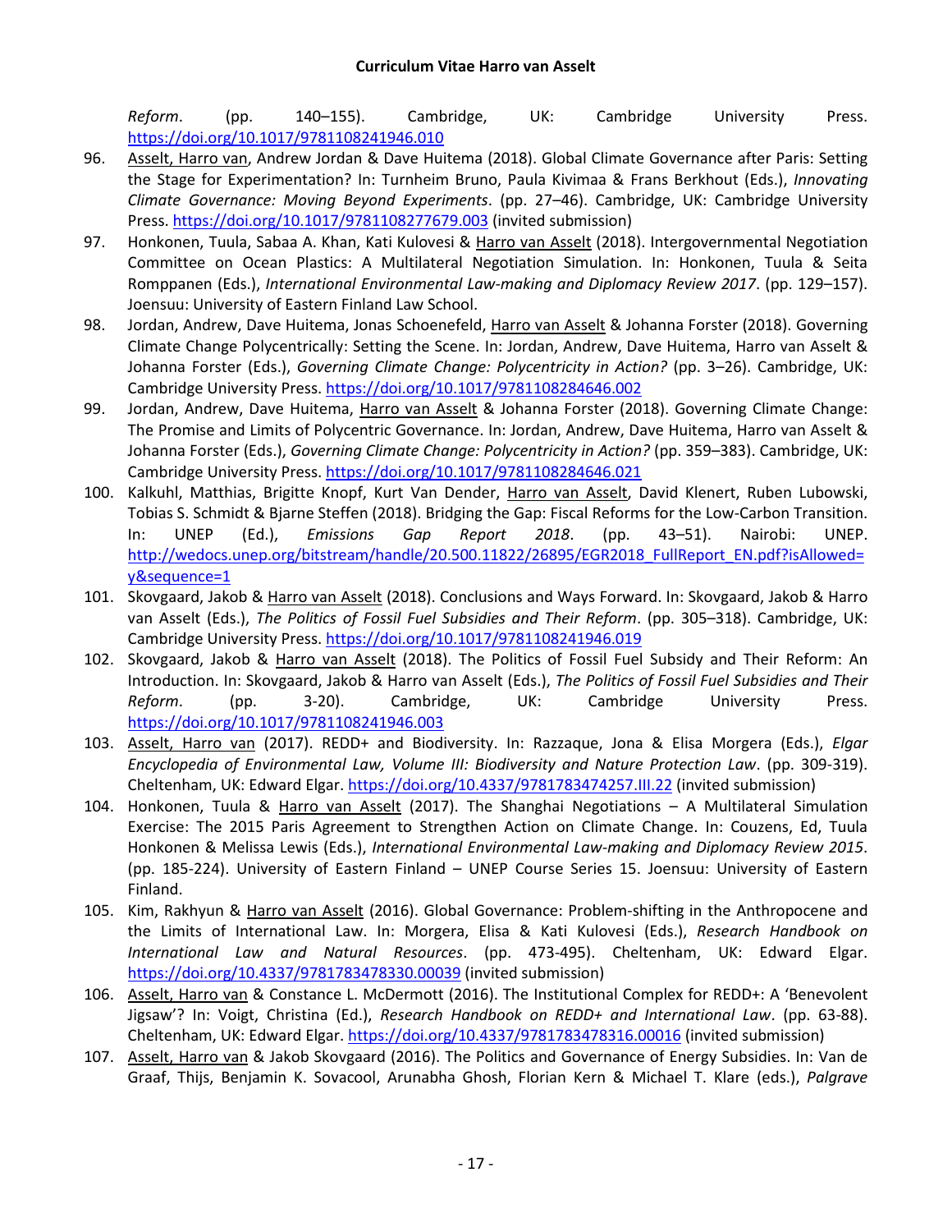*Reform*. (pp. 140–155). Cambridge, UK: Cambridge University Press. https://doi.org/10.1017/9781108241946.010

96. Asselt, Harro van, Andrew Jordan & Dave Huitema (2018). Global Climate Governance after Paris: Setting the Stage for Experimentation? In: Turnheim Bruno, Paula Kivimaa & Frans Berkhout (Eds.), *Innovating Climate Governance: Moving Beyond Experiments*. (pp. 27–46). Cambridge, UK: Cambridge University Press. https://doi.org/10.1017/9781108277679.003 (invited submission)
97. Honkonen, Tuula, Sabaa A. Khan, Kati Kulovesi & Harro van Asselt (2018). Intergovernmental Negotiation Committee on Ocean Plastics: A Multilateral Negotiation Simulation. In: Honkonen, Tuula & Seita Romppanen (Eds.), *International Environmental Law-making and Diplomacy Review 2017*. (pp. 129–157). Joensuu: University of Eastern Finland Law School.
98. Jordan, Andrew, Dave Huitema, Jonas Schoenefeld, Harro van Asselt & Johanna Forster (2018). Governing Climate Change Polycentrically: Setting the Scene. In: Jordan, Andrew, Dave Huitema, Harro van Asselt & Johanna Forster (Eds.), *Governing Climate Change: Polycentricity in Action?* (pp. 3–26). Cambridge, UK: Cambridge University Press. https://doi.org/10.1017/9781108284646.002
99. Jordan, Andrew, Dave Huitema, Harro van Asselt & Johanna Forster (2018). Governing Climate Change: The Promise and Limits of Polycentric Governance. In: Jordan, Andrew, Dave Huitema, Harro van Asselt & Johanna Forster (Eds.), *Governing Climate Change: Polycentricity in Action?* (pp. 359–383). Cambridge, UK: Cambridge University Press. https://doi.org/10.1017/9781108284646.021
100. Kalkuhl, Matthias, Brigitte Knopf, Kurt Van Dender, Harro van Asselt, David Klenert, Ruben Lubowski, Tobias S. Schmidt & Bjarne Steffen (2018). Bridging the Gap: Fiscal Reforms for the Low-Carbon Transition. In: UNEP (Ed.), *Emissions Gap Report 2018*. (pp. 43–51). Nairobi: UNEP. http://wedocs.unep.org/bitstream/handle/20.500.11822/26895/EGR2018_FullReport_EN.pdf?isAllowed=y&sequence=1
101. Skovgaard, Jakob & Harro van Asselt (2018). Conclusions and Ways Forward. In: Skovgaard, Jakob & Harro van Asselt (Eds.), *The Politics of Fossil Fuel Subsidies and Their Reform*. (pp. 305–318). Cambridge, UK: Cambridge University Press. https://doi.org/10.1017/9781108241946.019
102. Skovgaard, Jakob & Harro van Asselt (2018). The Politics of Fossil Fuel Subsidy and Their Reform: An Introduction. In: Skovgaard, Jakob & Harro van Asselt (Eds.), *The Politics of Fossil Fuel Subsidies and Their Reform*. (pp. 3-20). Cambridge, UK: Cambridge University Press. https://doi.org/10.1017/9781108241946.003
103. Asselt, Harro van (2017). REDD+ and Biodiversity. In: Razzaque, Jona & Elisa Morgera (Eds.), *Elgar Encyclopedia of Environmental Law, Volume III: Biodiversity and Nature Protection Law*. (pp. 309-319). Cheltenham, UK: Edward Elgar. https://doi.org/10.4337/9781783474257.III.22 (invited submission)
104. Honkonen, Tuula & Harro van Asselt (2017). The Shanghai Negotiations – A Multilateral Simulation Exercise: The 2015 Paris Agreement to Strengthen Action on Climate Change. In: Couzens, Ed, Tuula Honkonen & Melissa Lewis (Eds.), *International Environmental Law-making and Diplomacy Review 2015*. (pp. 185-224). University of Eastern Finland – UNEP Course Series 15. Joensuu: University of Eastern Finland.
105. Kim, Rakhyun & Harro van Asselt (2016). Global Governance: Problem-shifting in the Anthropocene and the Limits of International Law. In: Morgera, Elisa & Kati Kulovesi (Eds.), *Research Handbook on International Law and Natural Resources*. (pp. 473-495). Cheltenham, UK: Edward Elgar. https://doi.org/10.4337/9781783478330.00039 (invited submission)
106. Asselt, Harro van & Constance L. McDermott (2016). The Institutional Complex for REDD+: A 'Benevolent Jigsaw'? In: Voigt, Christina (Ed.), *Research Handbook on REDD+ and International Law*. (pp. 63-88). Cheltenham, UK: Edward Elgar. https://doi.org/10.4337/9781783478316.00016 (invited submission)
107. Asselt, Harro van & Jakob Skovgaard (2016). The Politics and Governance of Energy Subsidies. In: Van de Graaf, Thijs, Benjamin K. Sovacool, Arunabha Ghosh, Florian Kern & Michael T. Klare (eds.), *Palgrave*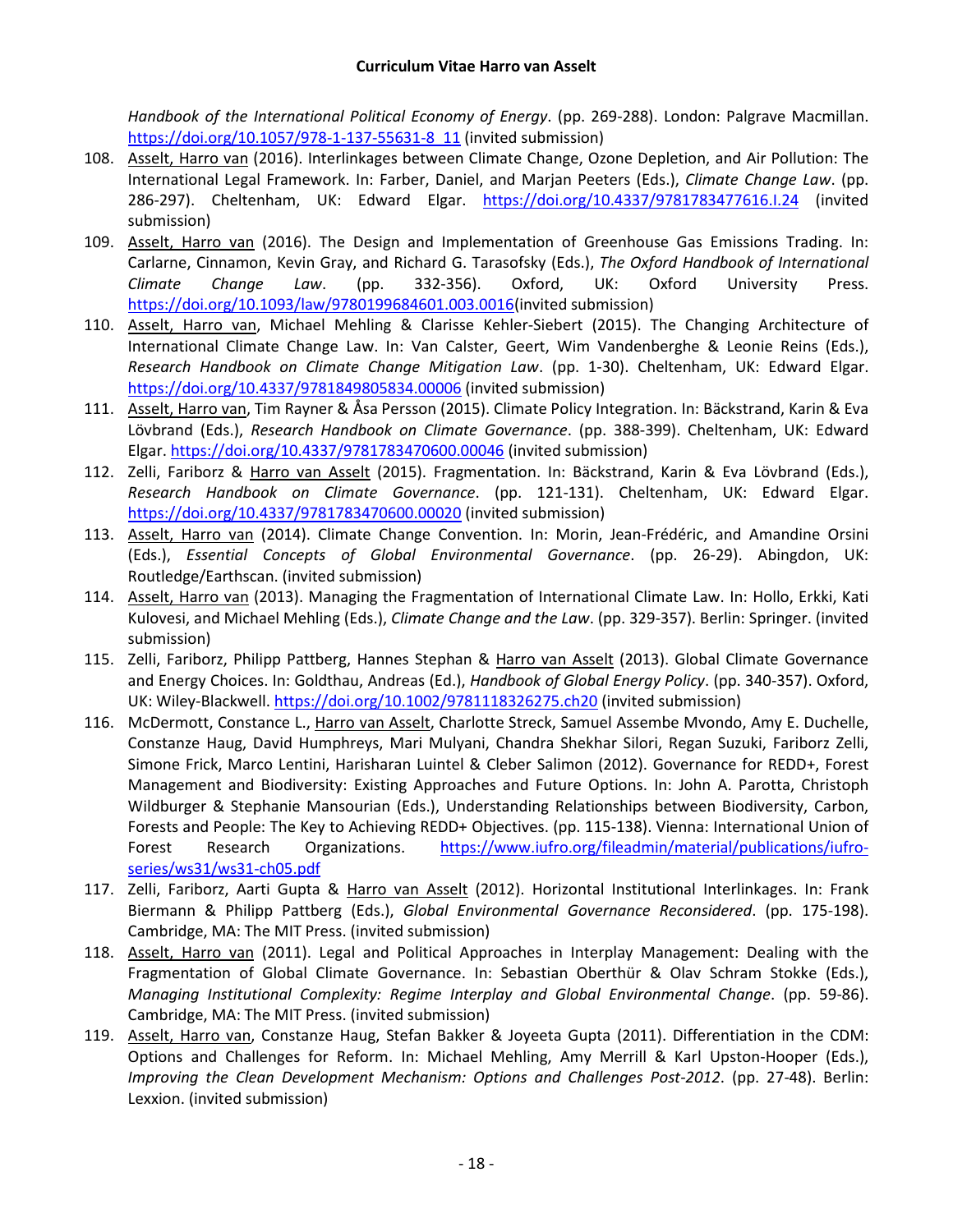*Handbook of the International Political Economy of Energy*. (pp. 269-288). London: Palgrave Macmillan. https://doi.org/10.1057/978-1-137-55631-8_11 (invited submission)

108. Asselt, Harro van (2016). Interlinkages between Climate Change, Ozone Depletion, and Air Pollution: The International Legal Framework. In: Farber, Daniel, and Marjan Peeters (Eds.), *Climate Change Law*. (pp. 286-297). Cheltenham, UK: Edward Elgar. https://doi.org/10.4337/9781783477616.I.24 (invited submission)
109. Asselt, Harro van (2016). The Design and Implementation of Greenhouse Gas Emissions Trading. In: Carlarne, Cinnamon, Kevin Gray, and Richard G. Tarasofsky (Eds.), *The Oxford Handbook of International Climate Change Law*. (pp. 332-356). Oxford, UK: Oxford University Press. https://doi.org/10.1093/law/9780199684601.003.0016(invited submission)
110. Asselt, Harro van, Michael Mehling & Clarisse Kehler-Siebert (2015). The Changing Architecture of International Climate Change Law. In: Van Calster, Geert, Wim Vandenberghe & Leonie Reins (Eds.), *Research Handbook on Climate Change Mitigation Law*. (pp. 1-30). Cheltenham, UK: Edward Elgar. https://doi.org/10.4337/9781849805834.00006 (invited submission)
111. Asselt, Harro van, Tim Rayner & Åsa Persson (2015). Climate Policy Integration. In: Bäckstrand, Karin & Eva Lövbrand (Eds.), *Research Handbook on Climate Governance*. (pp. 388-399). Cheltenham, UK: Edward Elgar. https://doi.org/10.4337/9781783470600.00046 (invited submission)
112. Zelli, Fariborz & Harro van Asselt (2015). Fragmentation. In: Bäckstrand, Karin & Eva Lövbrand (Eds.), *Research Handbook on Climate Governance*. (pp. 121-131). Cheltenham, UK: Edward Elgar. https://doi.org/10.4337/9781783470600.00020 (invited submission)
113. Asselt, Harro van (2014). Climate Change Convention. In: Morin, Jean-Frédéric, and Amandine Orsini (Eds.), *Essential Concepts of Global Environmental Governance*. (pp. 26-29). Abingdon, UK: Routledge/Earthscan. (invited submission)
114. Asselt, Harro van (2013). Managing the Fragmentation of International Climate Law. In: Hollo, Erkki, Kati Kulovesi, and Michael Mehling (Eds.), *Climate Change and the Law*. (pp. 329-357). Berlin: Springer. (invited submission)
115. Zelli, Fariborz, Philipp Pattberg, Hannes Stephan & Harro van Asselt (2013). Global Climate Governance and Energy Choices. In: Goldthau, Andreas (Ed.), *Handbook of Global Energy Policy*. (pp. 340-357). Oxford, UK: Wiley-Blackwell. https://doi.org/10.1002/9781118326275.ch20 (invited submission)
116. McDermott, Constance L., Harro van Asselt, Charlotte Streck, Samuel Assembe Mvondo, Amy E. Duchelle, Constanze Haug, David Humphreys, Mari Mulyani, Chandra Shekhar Silori, Regan Suzuki, Fariborz Zelli, Simone Frick, Marco Lentini, Harisharan Luintel & Cleber Salimon (2012). Governance for REDD+, Forest Management and Biodiversity: Existing Approaches and Future Options. In: John A. Parotta, Christoph Wildburger & Stephanie Mansourian (Eds.), Understanding Relationships between Biodiversity, Carbon, Forests and People: The Key to Achieving REDD+ Objectives. (pp. 115-138). Vienna: International Union of Forest Research Organizations. https://www.iufro.org/fileadmin/material/publications/iufro-series/ws31/ws31-ch05.pdf
117. Zelli, Fariborz, Aarti Gupta & Harro van Asselt (2012). Horizontal Institutional Interlinkages. In: Frank Biermann & Philipp Pattberg (Eds.), *Global Environmental Governance Reconsidered*. (pp. 175-198). Cambridge, MA: The MIT Press. (invited submission)
118. Asselt, Harro van (2011). Legal and Political Approaches in Interplay Management: Dealing with the Fragmentation of Global Climate Governance. In: Sebastian Oberthür & Olav Schram Stokke (Eds.), *Managing Institutional Complexity: Regime Interplay and Global Environmental Change*. (pp. 59-86). Cambridge, MA: The MIT Press. (invited submission)
119. Asselt, Harro van, Constanze Haug, Stefan Bakker & Joyeeta Gupta (2011). Differentiation in the CDM: Options and Challenges for Reform. In: Michael Mehling, Amy Merrill & Karl Upston-Hooper (Eds.), *Improving the Clean Development Mechanism: Options and Challenges Post-2012*. (pp. 27-48). Berlin: Lexxion. (invited submission)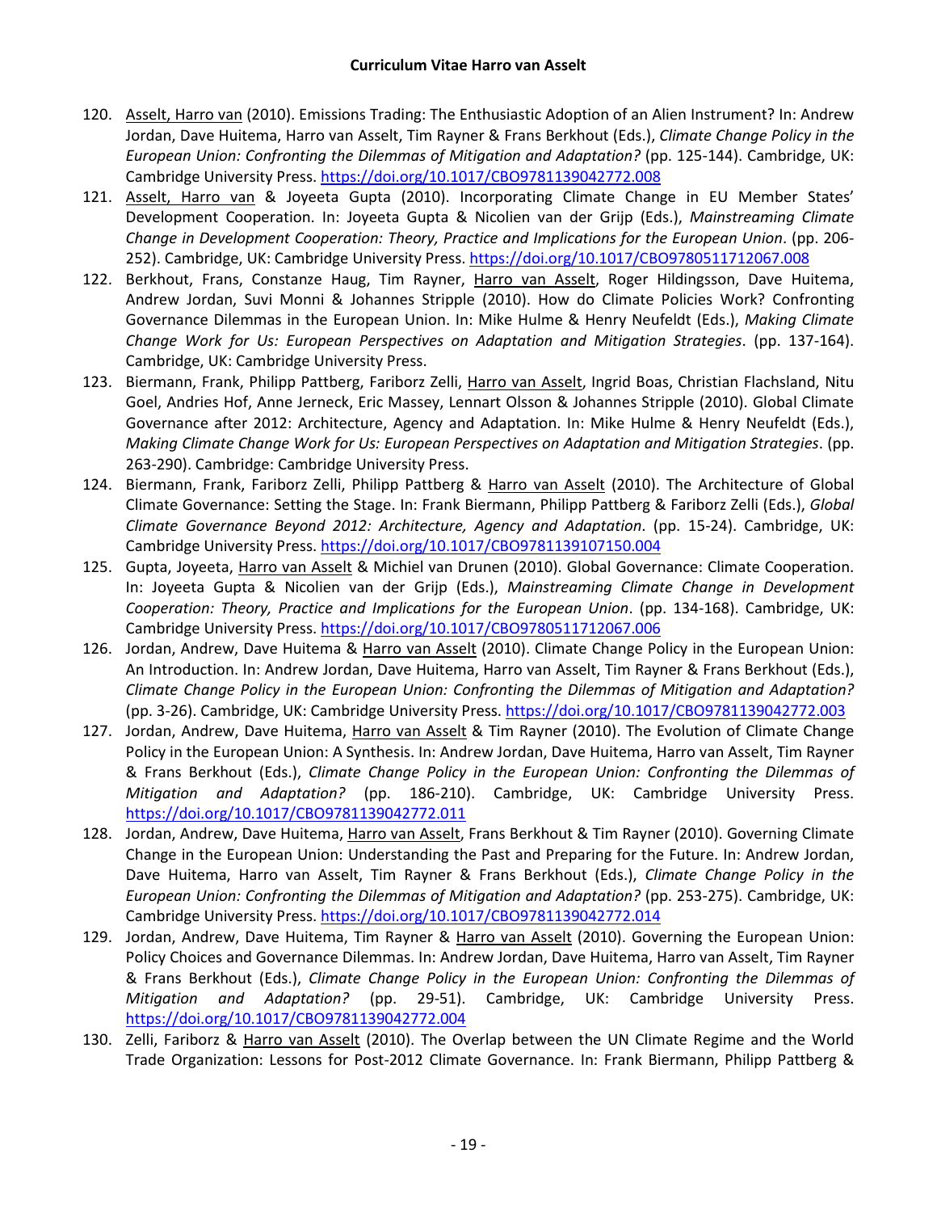120. Asselt, Harro van (2010). Emissions Trading: The Enthusiastic Adoption of an Alien Instrument? In: Andrew Jordan, Dave Huitema, Harro van Asselt, Tim Rayner & Frans Berkhout (Eds.), *Climate Change Policy in the European Union: Confronting the Dilemmas of Mitigation and Adaptation?* (pp. 125-144). Cambridge, UK: Cambridge University Press. https://doi.org/10.1017/CBO9781139042772.008
121. Asselt, Harro van & Joyeeta Gupta (2010). Incorporating Climate Change in EU Member States' Development Cooperation. In: Joyeeta Gupta & Nicolien van der Grijp (Eds.), *Mainstreaming Climate Change in Development Cooperation: Theory, Practice and Implications for the European Union*. (pp. 206-252). Cambridge, UK: Cambridge University Press. https://doi.org/10.1017/CBO9780511712067.008
122. Berkhout, Frans, Constanze Haug, Tim Rayner, Harro van Asselt, Roger Hildingsson, Dave Huitema, Andrew Jordan, Suvi Monni & Johannes Stripple (2010). How do Climate Policies Work? Confronting Governance Dilemmas in the European Union. In: Mike Hulme & Henry Neufeldt (Eds.), *Making Climate Change Work for Us: European Perspectives on Adaptation and Mitigation Strategies*. (pp. 137-164). Cambridge, UK: Cambridge University Press.
123. Biermann, Frank, Philipp Pattberg, Fariborz Zelli, Harro van Asselt, Ingrid Boas, Christian Flachsland, Nitu Goel, Andries Hof, Anne Jerneck, Eric Massey, Lennart Olsson & Johannes Stripple (2010). Global Climate Governance after 2012: Architecture, Agency and Adaptation. In: Mike Hulme & Henry Neufeldt (Eds.), *Making Climate Change Work for Us: European Perspectives on Adaptation and Mitigation Strategies*. (pp. 263-290). Cambridge: Cambridge University Press.
124. Biermann, Frank, Fariborz Zelli, Philipp Pattberg & Harro van Asselt (2010). The Architecture of Global Climate Governance: Setting the Stage. In: Frank Biermann, Philipp Pattberg & Fariborz Zelli (Eds.), *Global Climate Governance Beyond 2012: Architecture, Agency and Adaptation*. (pp. 15-24). Cambridge, UK: Cambridge University Press. https://doi.org/10.1017/CBO9781139107150.004
125. Gupta, Joyeeta, Harro van Asselt & Michiel van Drunen (2010). Global Governance: Climate Cooperation. In: Joyeeta Gupta & Nicolien van der Grijp (Eds.), *Mainstreaming Climate Change in Development Cooperation: Theory, Practice and Implications for the European Union*. (pp. 134-168). Cambridge, UK: Cambridge University Press. https://doi.org/10.1017/CBO9780511712067.006
126. Jordan, Andrew, Dave Huitema & Harro van Asselt (2010). Climate Change Policy in the European Union: An Introduction. In: Andrew Jordan, Dave Huitema, Harro van Asselt, Tim Rayner & Frans Berkhout (Eds.), *Climate Change Policy in the European Union: Confronting the Dilemmas of Mitigation and Adaptation?* (pp. 3-26). Cambridge, UK: Cambridge University Press. https://doi.org/10.1017/CBO9781139042772.003
127. Jordan, Andrew, Dave Huitema, Harro van Asselt & Tim Rayner (2010). The Evolution of Climate Change Policy in the European Union: A Synthesis. In: Andrew Jordan, Dave Huitema, Harro van Asselt, Tim Rayner & Frans Berkhout (Eds.), *Climate Change Policy in the European Union: Confronting the Dilemmas of Mitigation and Adaptation?* (pp. 186-210). Cambridge, UK: Cambridge University Press. https://doi.org/10.1017/CBO9781139042772.011
128. Jordan, Andrew, Dave Huitema, Harro van Asselt, Frans Berkhout & Tim Rayner (2010). Governing Climate Change in the European Union: Understanding the Past and Preparing for the Future. In: Andrew Jordan, Dave Huitema, Harro van Asselt, Tim Rayner & Frans Berkhout (Eds.), *Climate Change Policy in the European Union: Confronting the Dilemmas of Mitigation and Adaptation?* (pp. 253-275). Cambridge, UK: Cambridge University Press. https://doi.org/10.1017/CBO9781139042772.014
129. Jordan, Andrew, Dave Huitema, Tim Rayner & Harro van Asselt (2010). Governing the European Union: Policy Choices and Governance Dilemmas. In: Andrew Jordan, Dave Huitema, Harro van Asselt, Tim Rayner & Frans Berkhout (Eds.), *Climate Change Policy in the European Union: Confronting the Dilemmas of Mitigation and Adaptation?* (pp. 29-51). Cambridge, UK: Cambridge University Press. https://doi.org/10.1017/CBO9781139042772.004
130. Zelli, Fariborz & Harro van Asselt (2010). The Overlap between the UN Climate Regime and the World Trade Organization: Lessons for Post-2012 Climate Governance. In: Frank Biermann, Philipp Pattberg &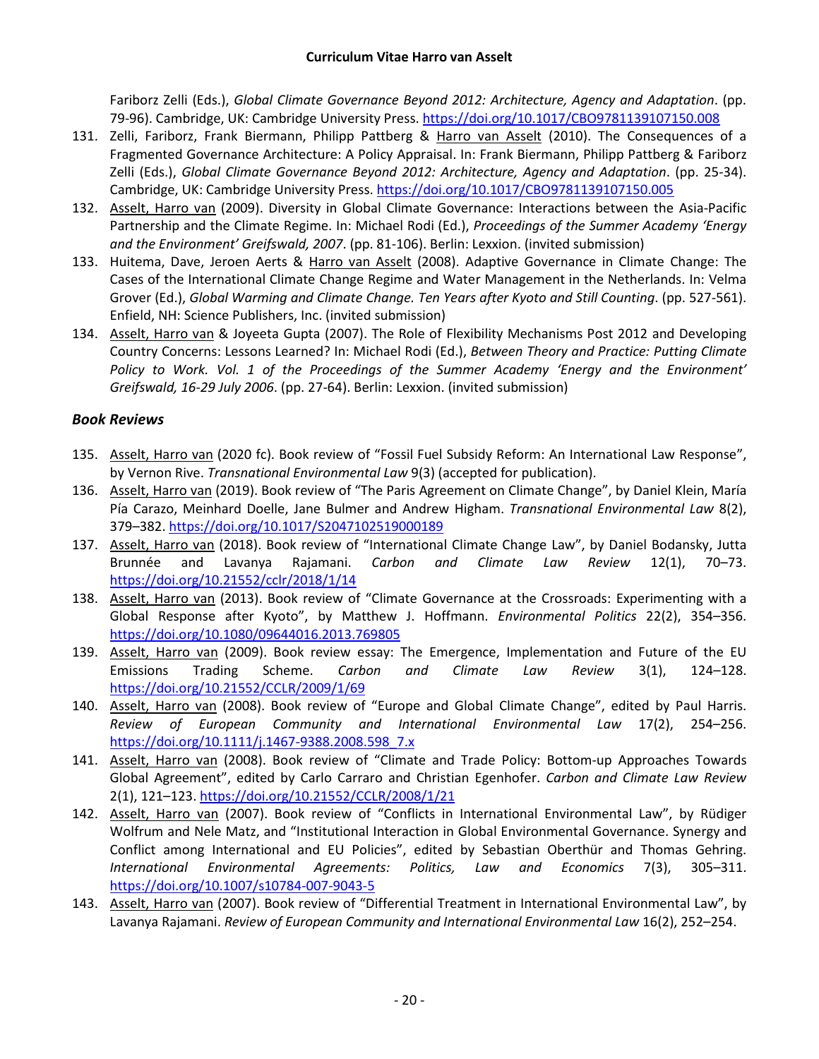Fariborz Zelli (Eds.), *Global Climate Governance Beyond 2012: Architecture, Agency and Adaptation*. (pp. 79-96). Cambridge, UK: Cambridge University Press. https://doi.org/10.1017/CBO9781139107150.008

131. Zelli, Fariborz, Frank Biermann, Philipp Pattberg & Harro van Asselt (2010). The Consequences of a Fragmented Governance Architecture: A Policy Appraisal. In: Frank Biermann, Philipp Pattberg & Fariborz Zelli (Eds.), *Global Climate Governance Beyond 2012: Architecture, Agency and Adaptation*. (pp. 25-34). Cambridge, UK: Cambridge University Press. https://doi.org/10.1017/CBO9781139107150.005
132. Asselt, Harro van (2009). Diversity in Global Climate Governance: Interactions between the Asia-Pacific Partnership and the Climate Regime. In: Michael Rodi (Ed.), *Proceedings of the Summer Academy 'Energy and the Environment' Greifswald, 2007*. (pp. 81-106). Berlin: Lexxion. (invited submission)
133. Huitema, Dave, Jeroen Aerts & Harro van Asselt (2008). Adaptive Governance in Climate Change: The Cases of the International Climate Change Regime and Water Management in the Netherlands. In: Velma Grover (Ed.), *Global Warming and Climate Change. Ten Years after Kyoto and Still Counting*. (pp. 527-561). Enfield, NH: Science Publishers, Inc. (invited submission)
134. Asselt, Harro van & Joyeeta Gupta (2007). The Role of Flexibility Mechanisms Post 2012 and Developing Country Concerns: Lessons Learned? In: Michael Rodi (Ed.), *Between Theory and Practice: Putting Climate Policy to Work. Vol. 1 of the Proceedings of the Summer Academy 'Energy and the Environment' Greifswald, 16-29 July 2006*. (pp. 27-64). Berlin: Lexxion. (invited submission)

### *Book Reviews*

135. Asselt, Harro van (2020 fc). Book review of "Fossil Fuel Subsidy Reform: An International Law Response", by Vernon Rive. *Transnational Environmental Law* 9(3) (accepted for publication).
136. Asselt, Harro van (2019). Book review of "The Paris Agreement on Climate Change", by Daniel Klein, María Pía Carazo, Meinhard Doelle, Jane Bulmer and Andrew Higham. *Transnational Environmental Law* 8(2), 379–382. https://doi.org/10.1017/S2047102519000189
137. Asselt, Harro van (2018). Book review of "International Climate Change Law", by Daniel Bodansky, Jutta Brunnée and Lavanya Rajamani. *Carbon and Climate Law Review* 12(1), 70–73. https://doi.org/10.21552/cclr/2018/1/14
138. Asselt, Harro van (2013). Book review of "Climate Governance at the Crossroads: Experimenting with a Global Response after Kyoto", by Matthew J. Hoffmann. *Environmental Politics* 22(2), 354–356. https://doi.org/10.1080/09644016.2013.769805
139. Asselt, Harro van (2009). Book review essay: The Emergence, Implementation and Future of the EU Emissions Trading Scheme. *Carbon and Climate Law Review* 3(1), 124–128. https://doi.org/10.21552/CCLR/2009/1/69
140. Asselt, Harro van (2008). Book review of "Europe and Global Climate Change", edited by Paul Harris. *Review of European Community and International Environmental Law* 17(2), 254–256. https://doi.org/10.1111/j.1467-9388.2008.598_7.x
141. Asselt, Harro van (2008). Book review of "Climate and Trade Policy: Bottom-up Approaches Towards Global Agreement", edited by Carlo Carraro and Christian Egenhofer. *Carbon and Climate Law Review* 2(1), 121–123. https://doi.org/10.21552/CCLR/2008/1/21
142. Asselt, Harro van (2007). Book review of "Conflicts in International Environmental Law", by Rüdiger Wolfrum and Nele Matz, and "Institutional Interaction in Global Environmental Governance. Synergy and Conflict among International and EU Policies", edited by Sebastian Oberthür and Thomas Gehring. *International Environmental Agreements: Politics, Law and Economics* 7(3), 305–311. https://doi.org/10.1007/s10784-007-9043-5
143. Asselt, Harro van (2007). Book review of "Differential Treatment in International Environmental Law", by Lavanya Rajamani. *Review of European Community and International Environmental Law* 16(2), 252–254.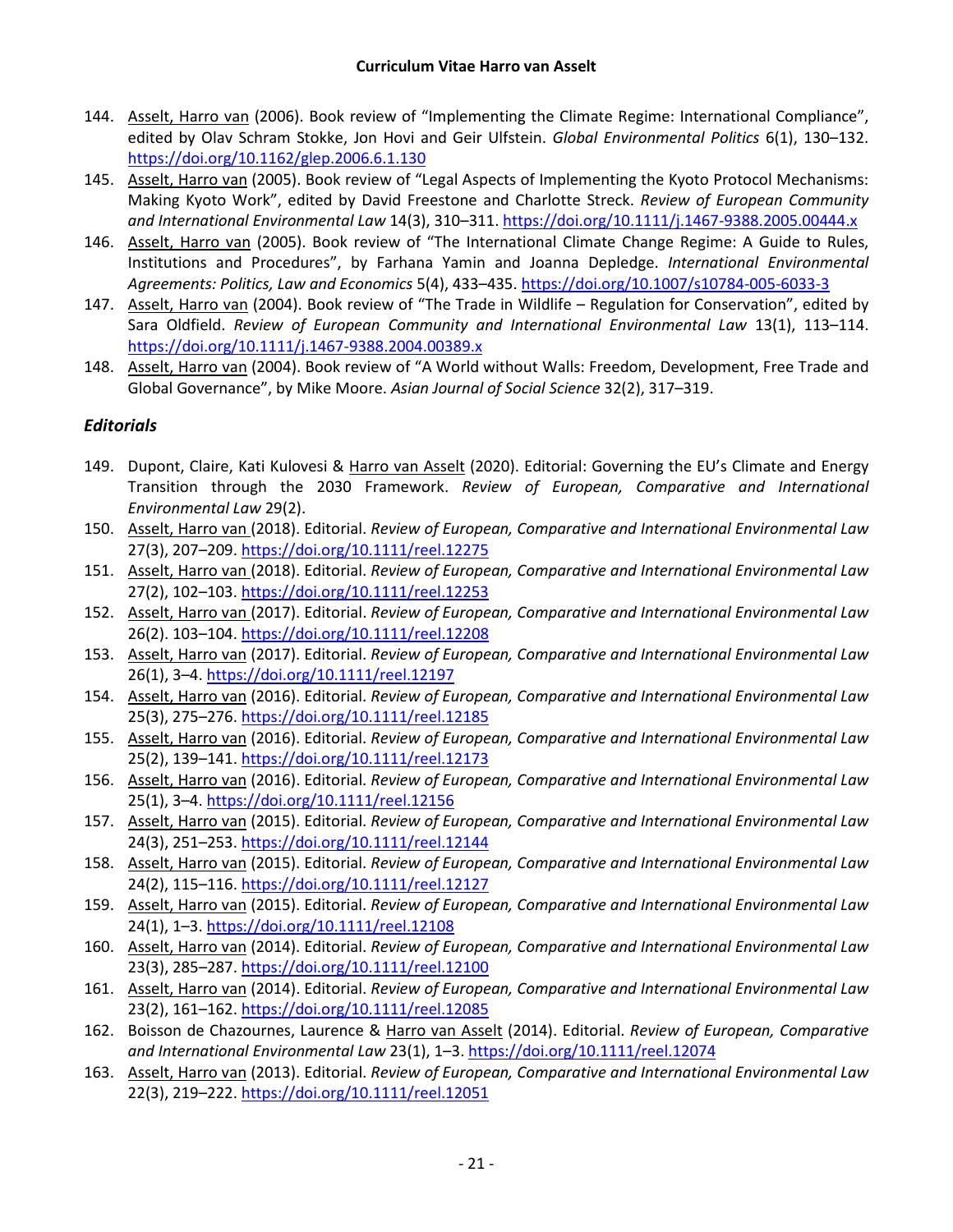144. Asselt, Harro van (2006). Book review of "Implementing the Climate Regime: International Compliance", edited by Olav Schram Stokke, Jon Hovi and Geir Ulfstein. *Global Environmental Politics* 6(1), 130–132. https://doi.org/10.1162/glep.2006.6.1.130
145. Asselt, Harro van (2005). Book review of "Legal Aspects of Implementing the Kyoto Protocol Mechanisms: Making Kyoto Work", edited by David Freestone and Charlotte Streck. *Review of European Community and International Environmental Law* 14(3), 310–311. https://doi.org/10.1111/j.1467-9388.2005.00444.x
146. Asselt, Harro van (2005). Book review of "The International Climate Change Regime: A Guide to Rules, Institutions and Procedures", by Farhana Yamin and Joanna Depledge. *International Environmental Agreements: Politics, Law and Economics* 5(4), 433–435. https://doi.org/10.1007/s10784-005-6033-3
147. Asselt, Harro van (2004). Book review of "The Trade in Wildlife – Regulation for Conservation", edited by Sara Oldfield. *Review of European Community and International Environmental Law* 13(1), 113–114. https://doi.org/10.1111/j.1467-9388.2004.00389.x
148. Asselt, Harro van (2004). Book review of "A World without Walls: Freedom, Development, Free Trade and Global Governance", by Mike Moore. *Asian Journal of Social Science* 32(2), 317–319.

### *Editorials*

149. Dupont, Claire, Kati Kulovesi & Harro van Asselt (2020). Editorial: Governing the EU's Climate and Energy Transition through the 2030 Framework. *Review of European, Comparative and International Environmental Law* 29(2).
150. Asselt, Harro van (2018). Editorial. *Review of European, Comparative and International Environmental Law* 27(3), 207–209. https://doi.org/10.1111/reel.12275
151. Asselt, Harro van (2018). Editorial. *Review of European, Comparative and International Environmental Law* 27(2), 102–103. https://doi.org/10.1111/reel.12253
152. Asselt, Harro van (2017). Editorial. *Review of European, Comparative and International Environmental Law* 26(2). 103–104. https://doi.org/10.1111/reel.12208
153. Asselt, Harro van (2017). Editorial. *Review of European, Comparative and International Environmental Law* 26(1), 3–4. https://doi.org/10.1111/reel.12197
154. Asselt, Harro van (2016). Editorial. *Review of European, Comparative and International Environmental Law* 25(3), 275–276. https://doi.org/10.1111/reel.12185
155. Asselt, Harro van (2016). Editorial. *Review of European, Comparative and International Environmental Law* 25(2), 139–141. https://doi.org/10.1111/reel.12173
156. Asselt, Harro van (2016). Editorial. *Review of European, Comparative and International Environmental Law* 25(1), 3–4. https://doi.org/10.1111/reel.12156
157. Asselt, Harro van (2015). Editorial. *Review of European, Comparative and International Environmental Law* 24(3), 251–253. https://doi.org/10.1111/reel.12144
158. Asselt, Harro van (2015). Editorial. *Review of European, Comparative and International Environmental Law* 24(2), 115–116. https://doi.org/10.1111/reel.12127
159. Asselt, Harro van (2015). Editorial. *Review of European, Comparative and International Environmental Law* 24(1), 1–3. https://doi.org/10.1111/reel.12108
160. Asselt, Harro van (2014). Editorial. *Review of European, Comparative and International Environmental Law* 23(3), 285–287. https://doi.org/10.1111/reel.12100
161. Asselt, Harro van (2014). Editorial. *Review of European, Comparative and International Environmental Law* 23(2), 161–162. https://doi.org/10.1111/reel.12085
162. Boisson de Chazournes, Laurence & Harro van Asselt (2014). Editorial. *Review of European, Comparative and International Environmental Law* 23(1), 1–3. https://doi.org/10.1111/reel.12074
163. Asselt, Harro van (2013). Editorial. *Review of European, Comparative and International Environmental Law* 22(3), 219–222. https://doi.org/10.1111/reel.12051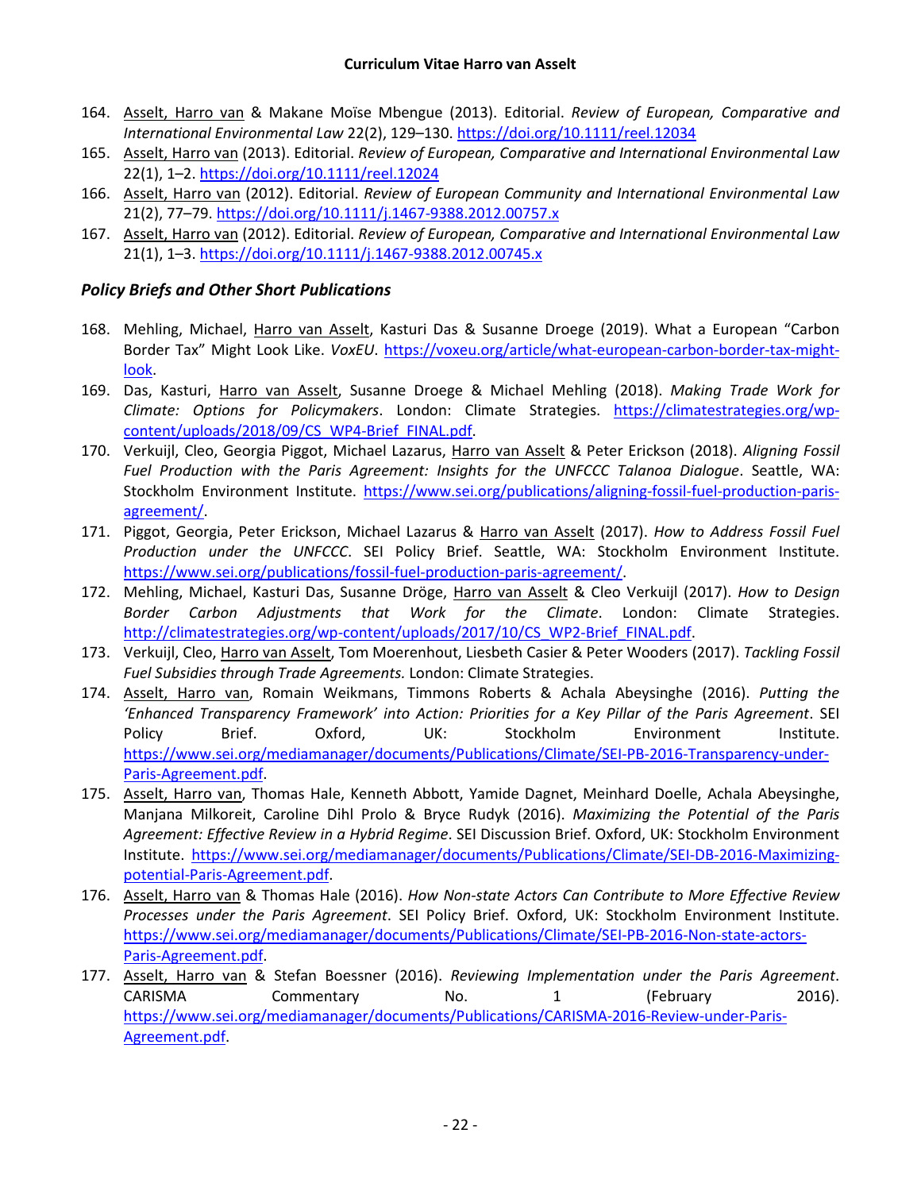164. Asselt, Harro van & Makane Moïse Mbengue (2013). Editorial. *Review of European, Comparative and International Environmental Law* 22(2), 129–130. https://doi.org/10.1111/reel.12034
165. Asselt, Harro van (2013). Editorial. *Review of European, Comparative and International Environmental Law* 22(1), 1–2. https://doi.org/10.1111/reel.12024
166. Asselt, Harro van (2012). Editorial. *Review of European Community and International Environmental Law* 21(2), 77–79. https://doi.org/10.1111/j.1467-9388.2012.00757.x
167. Asselt, Harro van (2012). Editorial. *Review of European, Comparative and International Environmental Law* 21(1), 1–3. https://doi.org/10.1111/j.1467-9388.2012.00745.x

### *Policy Briefs and Other Short Publications*

168. Mehling, Michael, Harro van Asselt, Kasturi Das & Susanne Droege (2019). What a European "Carbon Border Tax" Might Look Like. *VoxEU*. https://voxeu.org/article/what-european-carbon-border-tax-might-look.
169. Das, Kasturi, Harro van Asselt, Susanne Droege & Michael Mehling (2018). *Making Trade Work for Climate: Options for Policymakers*. London: Climate Strategies. https://climatestrategies.org/wp-content/uploads/2018/09/CS_WP4-Brief_FINAL.pdf.
170. Verkuijl, Cleo, Georgia Piggot, Michael Lazarus, Harro van Asselt & Peter Erickson (2018). *Aligning Fossil Fuel Production with the Paris Agreement: Insights for the UNFCCC Talanoa Dialogue*. Seattle, WA: Stockholm Environment Institute. https://www.sei.org/publications/aligning-fossil-fuel-production-paris-agreement/.
171. Piggot, Georgia, Peter Erickson, Michael Lazarus & Harro van Asselt (2017). *How to Address Fossil Fuel Production under the UNFCCC*. SEI Policy Brief. Seattle, WA: Stockholm Environment Institute. https://www.sei.org/publications/fossil-fuel-production-paris-agreement/.
172. Mehling, Michael, Kasturi Das, Susanne Dröge, Harro van Asselt & Cleo Verkuijl (2017). *How to Design Border Carbon Adjustments that Work for the Climate*. London: Climate Strategies. http://climatestrategies.org/wp-content/uploads/2017/10/CS_WP2-Brief_FINAL.pdf.
173. Verkuijl, Cleo, Harro van Asselt, Tom Moerenhout, Liesbeth Casier & Peter Wooders (2017). *Tackling Fossil Fuel Subsidies through Trade Agreements.* London: Climate Strategies.
174. Asselt, Harro van, Romain Weikmans, Timmons Roberts & Achala Abeysinghe (2016). *Putting the 'Enhanced Transparency Framework' into Action: Priorities for a Key Pillar of the Paris Agreement*. SEI Policy Brief. Oxford, UK: Stockholm Environment Institute. https://www.sei.org/mediamanager/documents/Publications/Climate/SEI-PB-2016-Transparency-under-Paris-Agreement.pdf.
175. Asselt, Harro van, Thomas Hale, Kenneth Abbott, Yamide Dagnet, Meinhard Doelle, Achala Abeysinghe, Manjana Milkoreit, Caroline Dihl Prolo & Bryce Rudyk (2016). *Maximizing the Potential of the Paris Agreement: Effective Review in a Hybrid Regime*. SEI Discussion Brief. Oxford, UK: Stockholm Environment Institute. https://www.sei.org/mediamanager/documents/Publications/Climate/SEI-DB-2016-Maximizing-potential-Paris-Agreement.pdf.
176. Asselt, Harro van & Thomas Hale (2016). *How Non-state Actors Can Contribute to More Effective Review Processes under the Paris Agreement*. SEI Policy Brief. Oxford, UK: Stockholm Environment Institute. https://www.sei.org/mediamanager/documents/Publications/Climate/SEI-PB-2016-Non-state-actors-Paris-Agreement.pdf.
177. Asselt, Harro van & Stefan Boessner (2016). *Reviewing Implementation under the Paris Agreement*. CARISMA Commentary No. 1 (February 2016). https://www.sei.org/mediamanager/documents/Publications/CARISMA-2016-Review-under-Paris-Agreement.pdf.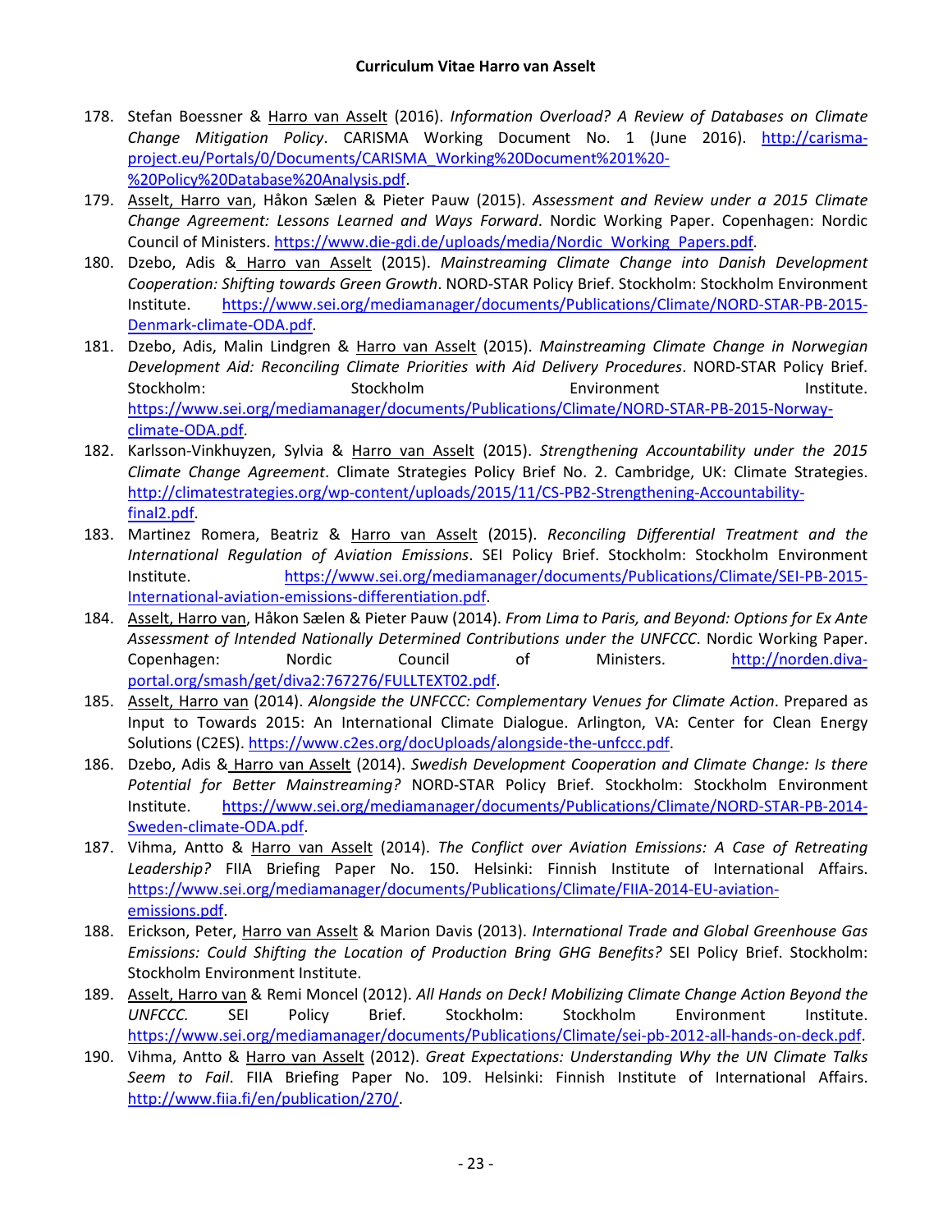178. Stefan Boessner & Harro van Asselt (2016). *Information Overload? A Review of Databases on Climate Change Mitigation Policy*. CARISMA Working Document No. 1 (June 2016). http://carisma-project.eu/Portals/0/Documents/CARISMA_Working%20Document%201%20-%20Policy%20Database%20Analysis.pdf.
179. Asselt, Harro van, Håkon Sælen & Pieter Pauw (2015). *Assessment and Review under a 2015 Climate Change Agreement: Lessons Learned and Ways Forward*. Nordic Working Paper. Copenhagen: Nordic Council of Ministers. https://www.die-gdi.de/uploads/media/Nordic_Working_Papers.pdf.
180. Dzebo, Adis & Harro van Asselt (2015). *Mainstreaming Climate Change into Danish Development Cooperation: Shifting towards Green Growth*. NORD-STAR Policy Brief. Stockholm: Stockholm Environment Institute. https://www.sei.org/mediamanager/documents/Publications/Climate/NORD-STAR-PB-2015-Denmark-climate-ODA.pdf.
181. Dzebo, Adis, Malin Lindgren & Harro van Asselt (2015). *Mainstreaming Climate Change in Norwegian Development Aid: Reconciling Climate Priorities with Aid Delivery Procedures*. NORD-STAR Policy Brief. Stockholm: Stockholm Environment Institute. https://www.sei.org/mediamanager/documents/Publications/Climate/NORD-STAR-PB-2015-Norway-climate-ODA.pdf.
182. Karlsson-Vinkhuyzen, Sylvia & Harro van Asselt (2015). *Strengthening Accountability under the 2015 Climate Change Agreement*. Climate Strategies Policy Brief No. 2. Cambridge, UK: Climate Strategies. http://climatestrategies.org/wp-content/uploads/2015/11/CS-PB2-Strengthening-Accountability-final2.pdf.
183. Martinez Romera, Beatriz & Harro van Asselt (2015). *Reconciling Differential Treatment and the International Regulation of Aviation Emissions*. SEI Policy Brief. Stockholm: Stockholm Environment Institute. https://www.sei.org/mediamanager/documents/Publications/Climate/SEI-PB-2015-International-aviation-emissions-differentiation.pdf.
184. Asselt, Harro van, Håkon Sælen & Pieter Pauw (2014). *From Lima to Paris, and Beyond: Options for Ex Ante Assessment of Intended Nationally Determined Contributions under the UNFCCC*. Nordic Working Paper. Copenhagen: Nordic Council of Ministers. http://norden.diva-portal.org/smash/get/diva2:767276/FULLTEXT02.pdf.
185. Asselt, Harro van (2014). *Alongside the UNFCCC: Complementary Venues for Climate Action*. Prepared as Input to Towards 2015: An International Climate Dialogue. Arlington, VA: Center for Clean Energy Solutions (C2ES). https://www.c2es.org/docUploads/alongside-the-unfccc.pdf.
186. Dzebo, Adis & Harro van Asselt (2014). *Swedish Development Cooperation and Climate Change: Is there Potential for Better Mainstreaming?* NORD-STAR Policy Brief. Stockholm: Stockholm Environment Institute. https://www.sei.org/mediamanager/documents/Publications/Climate/NORD-STAR-PB-2014-Sweden-climate-ODA.pdf.
187. Vihma, Antto & Harro van Asselt (2014). *The Conflict over Aviation Emissions: A Case of Retreating Leadership?* FIIA Briefing Paper No. 150. Helsinki: Finnish Institute of International Affairs. https://www.sei.org/mediamanager/documents/Publications/Climate/FIIA-2014-EU-aviation-emissions.pdf.
188. Erickson, Peter, Harro van Asselt & Marion Davis (2013). *International Trade and Global Greenhouse Gas Emissions: Could Shifting the Location of Production Bring GHG Benefits?* SEI Policy Brief. Stockholm: Stockholm Environment Institute.
189. Asselt, Harro van & Remi Moncel (2012). *All Hands on Deck! Mobilizing Climate Change Action Beyond the UNFCCC.* SEI Policy Brief. Stockholm: Stockholm Environment Institute. https://www.sei.org/mediamanager/documents/Publications/Climate/sei-pb-2012-all-hands-on-deck.pdf.
190. Vihma, Antto & Harro van Asselt (2012). *Great Expectations: Understanding Why the UN Climate Talks Seem to Fail*. FIIA Briefing Paper No. 109. Helsinki: Finnish Institute of International Affairs. http://www.fiia.fi/en/publication/270/.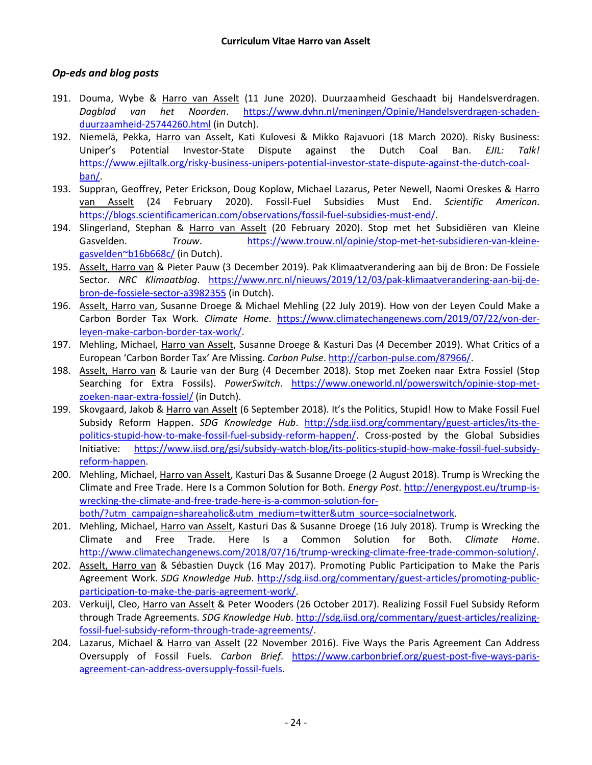### *Op-eds and blog posts*

191. Douma, Wybe & Harro van Asselt (11 June 2020). Duurzaamheid Geschaadt bij Handelsverdragen. *Dagblad van het Noorden*. https://www.dvhn.nl/meningen/Opinie/Handelsverdragen-schaden-duurzaamheid-25744260.html (in Dutch).
192. Niemelä, Pekka, Harro van Asselt, Kati Kulovesi & Mikko Rajavuori (18 March 2020). Risky Business: Uniper's Potential Investor-State Dispute against the Dutch Coal Ban. *EJIL: Talk!* https://www.ejiltalk.org/risky-business-unipers-potential-investor-state-dispute-against-the-dutch-coal-ban/.
193. Supran, Geoffrey, Peter Erickson, Doug Koplow, Michael Lazarus, Peter Newell, Naomi Oreskes & Harro van Asselt (24 February 2020). Fossil-Fuel Subsidies Must End. *Scientific American*. https://blogs.scientificamerican.com/observations/fossil-fuel-subsidies-must-end/.
194. Slingerland, Stephan & Harro van Asselt (20 February 2020). Stop met het Subsidiëren van Kleine Gasvelden. *Trouw*. https://www.trouw.nl/opinie/stop-met-het-subsidieren-van-kleine-gasvelden~b16b668c/ (in Dutch).
195. Asselt, Harro van & Pieter Pauw (3 December 2019). Pak Klimaatverandering aan bij de Bron: De Fossiele Sector. *NRC Klimaatblog*. https://www.nrc.nl/nieuws/2019/12/03/pak-klimaatverandering-aan-bij-de-bron-de-fossiele-sector-a3982355 (in Dutch).
196. Asselt, Harro van, Susanne Droege & Michael Mehling (22 July 2019). How von der Leyen Could Make a Carbon Border Tax Work. *Climate Home*. https://www.climatechangenews.com/2019/07/22/von-der-leyen-make-carbon-border-tax-work/.
197. Mehling, Michael, Harro van Asselt, Susanne Droege & Kasturi Das (4 December 2019). What Critics of a European 'Carbon Border Tax' Are Missing. *Carbon Pulse*. http://carbon-pulse.com/87966/.
198. Asselt, Harro van & Laurie van der Burg (4 December 2018). Stop met Zoeken naar Extra Fossiel (Stop Searching for Extra Fossils). *PowerSwitch*. https://www.oneworld.nl/powerswitch/opinie-stop-met-zoeken-naar-extra-fossiel/ (in Dutch).
199. Skovgaard, Jakob & Harro van Asselt (6 September 2018). It's the Politics, Stupid! How to Make Fossil Fuel Subsidy Reform Happen. *SDG Knowledge Hub*. http://sdg.iisd.org/commentary/guest-articles/its-the-politics-stupid-how-to-make-fossil-fuel-subsidy-reform-happen/. Cross-posted by the Global Subsidies Initiative: https://www.iisd.org/gsi/subsidy-watch-blog/its-politics-stupid-how-make-fossil-fuel-subsidy-reform-happen.
200. Mehling, Michael, Harro van Asselt, Kasturi Das & Susanne Droege (2 August 2018). Trump is Wrecking the Climate and Free Trade. Here Is a Common Solution for Both. *Energy Post*. http://energypost.eu/trump-is-wrecking-the-climate-and-free-trade-here-is-a-common-solution-for-both/?utm_campaign=shareaholic&utm_medium=twitter&utm_source=socialnetwork.
201. Mehling, Michael, Harro van Asselt, Kasturi Das & Susanne Droege (16 July 2018). Trump is Wrecking the Climate and Free Trade. Here Is a Common Solution for Both. *Climate Home*. http://www.climatechangenews.com/2018/07/16/trump-wrecking-climate-free-trade-common-solution/.
202. Asselt, Harro van & Sébastien Duyck (16 May 2017). Promoting Public Participation to Make the Paris Agreement Work. *SDG Knowledge Hub*. http://sdg.iisd.org/commentary/guest-articles/promoting-public-participation-to-make-the-paris-agreement-work/.
203. Verkuijl, Cleo, Harro van Asselt & Peter Wooders (26 October 2017). Realizing Fossil Fuel Subsidy Reform through Trade Agreements. *SDG Knowledge Hub*. http://sdg.iisd.org/commentary/guest-articles/realizing-fossil-fuel-subsidy-reform-through-trade-agreements/.
204. Lazarus, Michael & Harro van Asselt (22 November 2016). Five Ways the Paris Agreement Can Address Oversupply of Fossil Fuels. *Carbon Brief*. https://www.carbonbrief.org/guest-post-five-ways-paris-agreement-can-address-oversupply-fossil-fuels.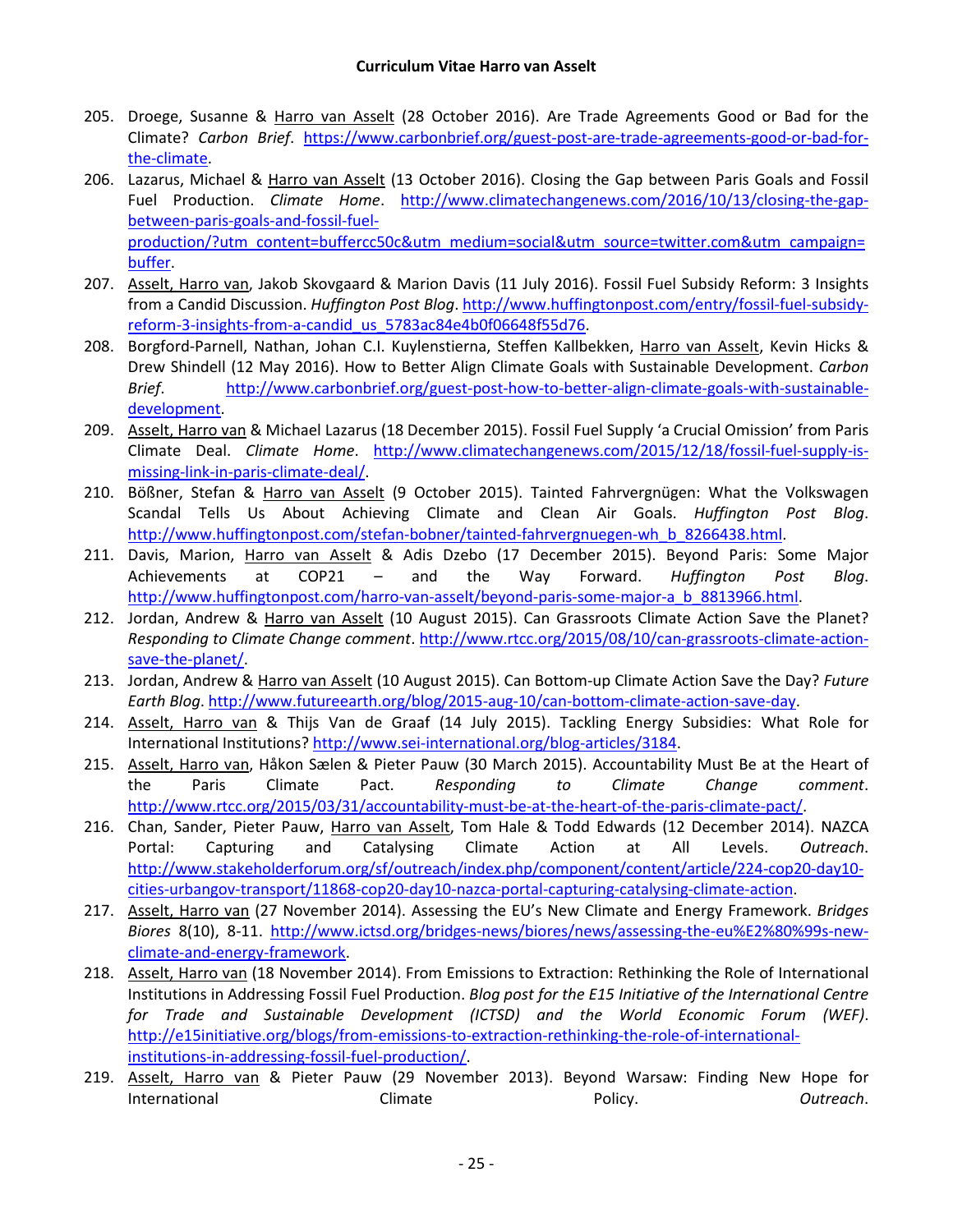205. Droege, Susanne & Harro van Asselt (28 October 2016). Are Trade Agreements Good or Bad for the Climate? *Carbon Brief*. https://www.carbonbrief.org/guest-post-are-trade-agreements-good-or-bad-for-the-climate.
206. Lazarus, Michael & Harro van Asselt (13 October 2016). Closing the Gap between Paris Goals and Fossil Fuel Production. *Climate Home*. http://www.climatechangenews.com/2016/10/13/closing-the-gap-between-paris-goals-and-fossil-fuel-production/?utm_content=buffercc50c&utm_medium=social&utm_source=twitter.com&utm_campaign=buffer.
207. Asselt, Harro van, Jakob Skovgaard & Marion Davis (11 July 2016). Fossil Fuel Subsidy Reform: 3 Insights from a Candid Discussion. *Huffington Post Blog*. http://www.huffingtonpost.com/entry/fossil-fuel-subsidy-reform-3-insights-from-a-candid_us_5783ac84e4b0f06648f55d76.
208. Borgford-Parnell, Nathan, Johan C.I. Kuylenstierna, Steffen Kallbekken, Harro van Asselt, Kevin Hicks & Drew Shindell (12 May 2016). How to Better Align Climate Goals with Sustainable Development. *Carbon Brief*. http://www.carbonbrief.org/guest-post-how-to-better-align-climate-goals-with-sustainable-development.
209. Asselt, Harro van & Michael Lazarus (18 December 2015). Fossil Fuel Supply 'a Crucial Omission' from Paris Climate Deal. *Climate Home*. http://www.climatechangenews.com/2015/12/18/fossil-fuel-supply-is-missing-link-in-paris-climate-deal/.
210. Bößner, Stefan & Harro van Asselt (9 October 2015). Tainted Fahrvergnügen: What the Volkswagen Scandal Tells Us About Achieving Climate and Clean Air Goals. *Huffington Post Blog*. http://www.huffingtonpost.com/stefan-bobner/tainted-fahrvergnuegen-wh_b_8266438.html.
211. Davis, Marion, Harro van Asselt & Adis Dzebo (17 December 2015). Beyond Paris: Some Major Achievements at COP21 – and the Way Forward. *Huffington Post Blog*. http://www.huffingtonpost.com/harro-van-asselt/beyond-paris-some-major-a_b_8813966.html.
212. Jordan, Andrew & Harro van Asselt (10 August 2015). Can Grassroots Climate Action Save the Planet? *Responding to Climate Change comment*. http://www.rtcc.org/2015/08/10/can-grassroots-climate-action-save-the-planet/.
213. Jordan, Andrew & Harro van Asselt (10 August 2015). Can Bottom-up Climate Action Save the Day? *Future Earth Blog*. http://www.futureearth.org/blog/2015-aug-10/can-bottom-climate-action-save-day.
214. Asselt, Harro van & Thijs Van de Graaf (14 July 2015). Tackling Energy Subsidies: What Role for International Institutions? http://www.sei-international.org/blog-articles/3184.
215. Asselt, Harro van, Håkon Sælen & Pieter Pauw (30 March 2015). Accountability Must Be at the Heart of the Paris Climate Pact. *Responding to Climate Change comment*. http://www.rtcc.org/2015/03/31/accountability-must-be-at-the-heart-of-the-paris-climate-pact/.
216. Chan, Sander, Pieter Pauw, Harro van Asselt, Tom Hale & Todd Edwards (12 December 2014). NAZCA Portal: Capturing and Catalysing Climate Action at All Levels. *Outreach*. http://www.stakeholderforum.org/sf/outreach/index.php/component/content/article/224-cop20-day10-cities-urbangov-transport/11868-cop20-day10-nazca-portal-capturing-catalysing-climate-action.
217. Asselt, Harro van (27 November 2014). Assessing the EU's New Climate and Energy Framework. *Bridges Biores* 8(10), 8-11. http://www.ictsd.org/bridges-news/biores/news/assessing-the-eu%E2%80%99s-new-climate-and-energy-framework.
218. Asselt, Harro van (18 November 2014). From Emissions to Extraction: Rethinking the Role of International Institutions in Addressing Fossil Fuel Production. *Blog post for the E15 Initiative of the International Centre for Trade and Sustainable Development (ICTSD) and the World Economic Forum (WEF)*. http://e15initiative.org/blogs/from-emissions-to-extraction-rethinking-the-role-of-international-institutions-in-addressing-fossil-fuel-production/.
219. Asselt, Harro van & Pieter Pauw (29 November 2013). Beyond Warsaw: Finding New Hope for International Climate Policy. *Outreach*.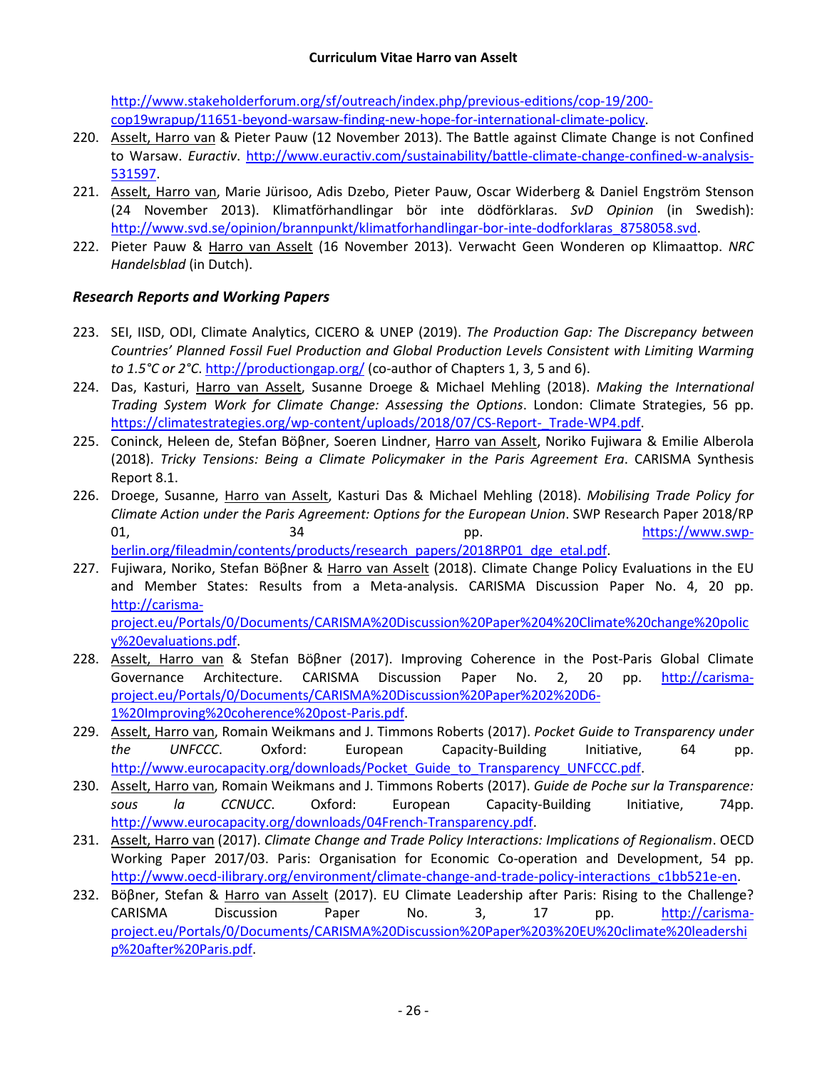http://www.stakeholderforum.org/sf/outreach/index.php/previous-editions/cop-19/200-cop19wrapup/11651-beyond-warsaw-finding-new-hope-for-international-climate-policy.

220. Asselt, Harro van & Pieter Pauw (12 November 2013). The Battle against Climate Change is not Confined to Warsaw. *Euractiv*. http://www.euractiv.com/sustainability/battle-climate-change-confined-w-analysis-531597.
221. Asselt, Harro van, Marie Jürisoo, Adis Dzebo, Pieter Pauw, Oscar Widerberg & Daniel Engström Stenson (24 November 2013). Klimatförhandlingar bör inte dödförklaras. *SvD Opinion* (in Swedish): http://www.svd.se/opinion/brannpunkt/klimatforhandlingar-bor-inte-dodforklaras_8758058.svd.
222. Pieter Pauw & Harro van Asselt (16 November 2013). Verwacht Geen Wonderen op Klimaattop. *NRC Handelsblad* (in Dutch).

### *Research Reports and Working Papers*

223. SEI, IISD, ODI, Climate Analytics, CICERO & UNEP (2019). *The Production Gap: The Discrepancy between Countries' Planned Fossil Fuel Production and Global Production Levels Consistent with Limiting Warming to 1.5°C or 2°C*. http://productiongap.org/ (co-author of Chapters 1, 3, 5 and 6).
224. Das, Kasturi, Harro van Asselt, Susanne Droege & Michael Mehling (2018). *Making the International Trading System Work for Climate Change: Assessing the Options*. London: Climate Strategies, 56 pp. https://climatestrategies.org/wp-content/uploads/2018/07/CS-Report-_Trade-WP4.pdf.
225. Coninck, Heleen de, Stefan Bößner, Soeren Lindner, Harro van Asselt, Noriko Fujiwara & Emilie Alberola (2018). *Tricky Tensions: Being a Climate Policymaker in the Paris Agreement Era*. CARISMA Synthesis Report 8.1.
226. Droege, Susanne, Harro van Asselt, Kasturi Das & Michael Mehling (2018). *Mobilising Trade Policy for Climate Action under the Paris Agreement: Options for the European Union*. SWP Research Paper 2018/RP 01, 34 pp. https://www.swp-berlin.org/fileadmin/contents/products/research_papers/2018RP01_dge_etal.pdf.
227. Fujiwara, Noriko, Stefan Bößner & Harro van Asselt (2018). Climate Change Policy Evaluations in the EU and Member States: Results from a Meta-analysis. CARISMA Discussion Paper No. 4, 20 pp. http://carisma-project.eu/Portals/0/Documents/CARISMA%20Discussion%20Paper%204%20Climate%20change%20policy%20evaluations.pdf.
228. Asselt, Harro van & Stefan Bößner (2017). Improving Coherence in the Post-Paris Global Climate Governance Architecture. CARISMA Discussion Paper No. 2, 20 pp. http://carisma-project.eu/Portals/0/Documents/CARISMA%20Discussion%20Paper%202%20D6-1%20Improving%20coherence%20post-Paris.pdf.
229. Asselt, Harro van, Romain Weikmans and J. Timmons Roberts (2017). *Pocket Guide to Transparency under the UNFCCC*. Oxford: European Capacity-Building Initiative, 64 pp. http://www.eurocapacity.org/downloads/Pocket_Guide_to_Transparency_UNFCCC.pdf.
230. Asselt, Harro van, Romain Weikmans and J. Timmons Roberts (2017). *Guide de Poche sur la Transparence: sous la CCNUCC*. Oxford: European Capacity-Building Initiative, 74pp. http://www.eurocapacity.org/downloads/04French-Transparency.pdf.
231. Asselt, Harro van (2017). *Climate Change and Trade Policy Interactions: Implications of Regionalism*. OECD Working Paper 2017/03. Paris: Organisation for Economic Co-operation and Development, 54 pp. http://www.oecd-ilibrary.org/environment/climate-change-and-trade-policy-interactions_c1bb521e-en.
232. Bößner, Stefan & Harro van Asselt (2017). EU Climate Leadership after Paris: Rising to the Challenge? CARISMA Discussion Paper No. 3, 17 pp. http://carisma-project.eu/Portals/0/Documents/CARISMA%20Discussion%20Paper%203%20EU%20climate%20leadership%20after%20Paris.pdf.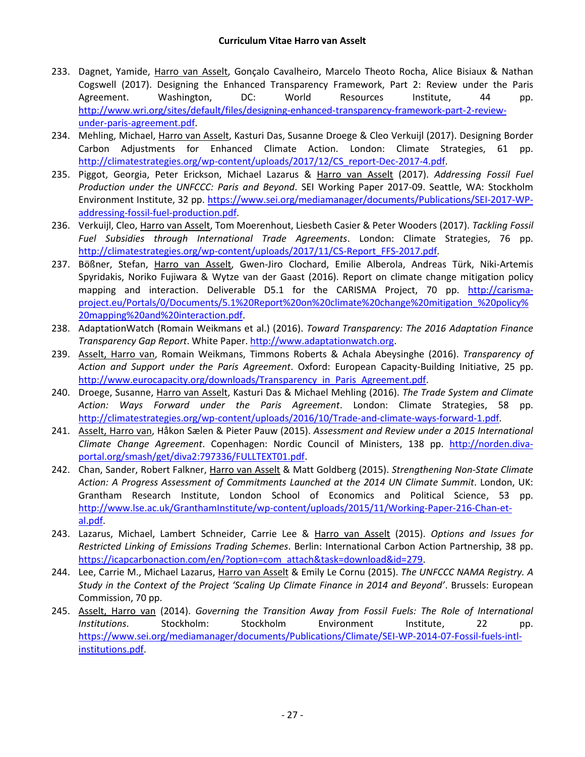233. Dagnet, Yamide, Harro van Asselt, Gonçalo Cavalheiro, Marcelo Theoto Rocha, Alice Bisiaux & Nathan Cogswell (2017). Designing the Enhanced Transparency Framework, Part 2: Review under the Paris Agreement. Washington, DC: World Resources Institute, 44 pp. http://www.wri.org/sites/default/files/designing-enhanced-transparency-framework-part-2-review-under-paris-agreement.pdf.
234. Mehling, Michael, Harro van Asselt, Kasturi Das, Susanne Droege & Cleo Verkuijl (2017). Designing Border Carbon Adjustments for Enhanced Climate Action. London: Climate Strategies, 61 pp. http://climatestrategies.org/wp-content/uploads/2017/12/CS_report-Dec-2017-4.pdf.
235. Piggot, Georgia, Peter Erickson, Michael Lazarus & Harro van Asselt (2017). *Addressing Fossil Fuel Production under the UNFCCC: Paris and Beyond*. SEI Working Paper 2017-09. Seattle, WA: Stockholm Environment Institute, 32 pp. https://www.sei.org/mediamanager/documents/Publications/SEI-2017-WP-addressing-fossil-fuel-production.pdf.
236. Verkuijl, Cleo, Harro van Asselt, Tom Moerenhout, Liesbeth Casier & Peter Wooders (2017). *Tackling Fossil Fuel Subsidies through International Trade Agreements*. London: Climate Strategies, 76 pp. http://climatestrategies.org/wp-content/uploads/2017/11/CS-Report_FFS-2017.pdf.
237. Bößner, Stefan, Harro van Asselt, Gwen-Jiro Clochard, Emilie Alberola, Andreas Türk, Niki-Artemis Spyridakis, Noriko Fujiwara & Wytze van der Gaast (2016). Report on climate change mitigation policy mapping and interaction. Deliverable D5.1 for the CARISMA Project, 70 pp. http://carisma-project.eu/Portals/0/Documents/5.1%20Report%20on%20climate%20change%20mitigation_%20policy%20mapping%20and%20interaction.pdf.
238. AdaptationWatch (Romain Weikmans et al.) (2016). *Toward Transparency: The 2016 Adaptation Finance Transparency Gap Report*. White Paper. http://www.adaptationwatch.org.
239. Asselt, Harro van, Romain Weikmans, Timmons Roberts & Achala Abeysinghe (2016). *Transparency of Action and Support under the Paris Agreement*. Oxford: European Capacity-Building Initiative, 25 pp. http://www.eurocapacity.org/downloads/Transparency_in_Paris_Agreement.pdf.
240. Droege, Susanne, Harro van Asselt, Kasturi Das & Michael Mehling (2016). *The Trade System and Climate Action: Ways Forward under the Paris Agreement*. London: Climate Strategies, 58 pp. http://climatestrategies.org/wp-content/uploads/2016/10/Trade-and-climate-ways-forward-1.pdf.
241. Asselt, Harro van, Håkon Sælen & Pieter Pauw (2015). *Assessment and Review under a 2015 International Climate Change Agreement*. Copenhagen: Nordic Council of Ministers, 138 pp. http://norden.diva-portal.org/smash/get/diva2:797336/FULLTEXT01.pdf.
242. Chan, Sander, Robert Falkner, Harro van Asselt & Matt Goldberg (2015). *Strengthening Non-State Climate Action: A Progress Assessment of Commitments Launched at the 2014 UN Climate Summit*. London, UK: Grantham Research Institute, London School of Economics and Political Science, 53 pp. http://www.lse.ac.uk/GranthamInstitute/wp-content/uploads/2015/11/Working-Paper-216-Chan-et-al.pdf.
243. Lazarus, Michael, Lambert Schneider, Carrie Lee & Harro van Asselt (2015). *Options and Issues for Restricted Linking of Emissions Trading Schemes*. Berlin: International Carbon Action Partnership, 38 pp. https://icapcarbonaction.com/en/?option=com_attach&task=download&id=279.
244. Lee, Carrie M., Michael Lazarus, Harro van Asselt & Emily Le Cornu (2015). *The UNFCCC NAMA Registry. A Study in the Context of the Project 'Scaling Up Climate Finance in 2014 and Beyond'*. Brussels: European Commission, 70 pp.
245. Asselt, Harro van (2014). *Governing the Transition Away from Fossil Fuels: The Role of International Institutions*. Stockholm: Stockholm Environment Institute, 22 pp. https://www.sei.org/mediamanager/documents/Publications/Climate/SEI-WP-2014-07-Fossil-fuels-intl-institutions.pdf.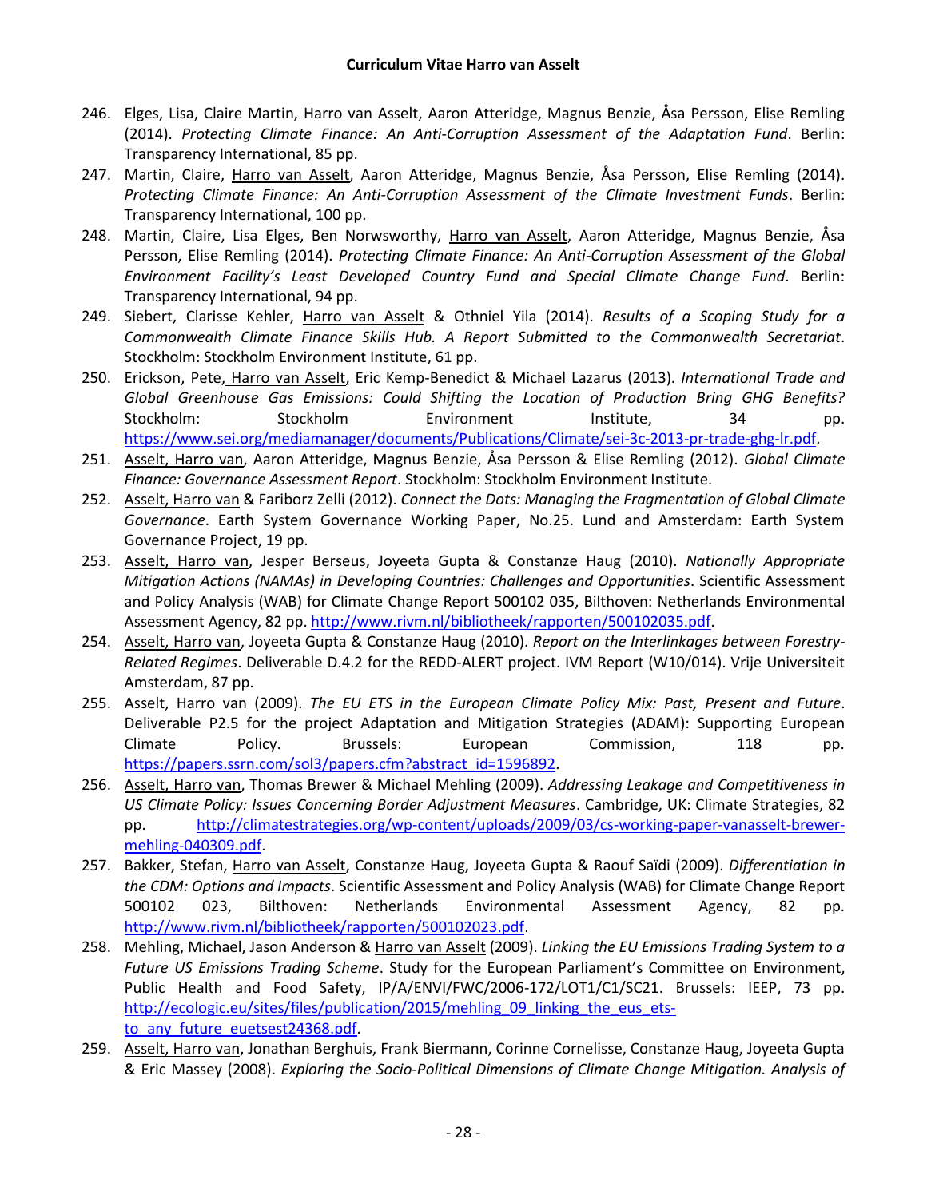246. Elges, Lisa, Claire Martin, Harro van Asselt, Aaron Atteridge, Magnus Benzie, Åsa Persson, Elise Remling (2014). *Protecting Climate Finance: An Anti-Corruption Assessment of the Adaptation Fund*. Berlin: Transparency International, 85 pp.
247. Martin, Claire, Harro van Asselt, Aaron Atteridge, Magnus Benzie, Åsa Persson, Elise Remling (2014). *Protecting Climate Finance: An Anti-Corruption Assessment of the Climate Investment Funds*. Berlin: Transparency International, 100 pp.
248. Martin, Claire, Lisa Elges, Ben Norwsworthy, Harro van Asselt, Aaron Atteridge, Magnus Benzie, Åsa Persson, Elise Remling (2014). *Protecting Climate Finance: An Anti-Corruption Assessment of the Global Environment Facility's Least Developed Country Fund and Special Climate Change Fund*. Berlin: Transparency International, 94 pp.
249. Siebert, Clarisse Kehler, Harro van Asselt & Othniel Yila (2014). *Results of a Scoping Study for a Commonwealth Climate Finance Skills Hub. A Report Submitted to the Commonwealth Secretariat*. Stockholm: Stockholm Environment Institute, 61 pp.
250. Erickson, Pete, Harro van Asselt, Eric Kemp-Benedict & Michael Lazarus (2013). *International Trade and Global Greenhouse Gas Emissions: Could Shifting the Location of Production Bring GHG Benefits?* Stockholm: Stockholm Environment Institute, 34 pp. https://www.sei.org/mediamanager/documents/Publications/Climate/sei-3c-2013-pr-trade-ghg-lr.pdf.
251. Asselt, Harro van, Aaron Atteridge, Magnus Benzie, Åsa Persson & Elise Remling (2012). *Global Climate Finance: Governance Assessment Report*. Stockholm: Stockholm Environment Institute.
252. Asselt, Harro van & Fariborz Zelli (2012). *Connect the Dots: Managing the Fragmentation of Global Climate Governance*. Earth System Governance Working Paper, No.25. Lund and Amsterdam: Earth System Governance Project, 19 pp.
253. Asselt, Harro van, Jesper Berseus, Joyeeta Gupta & Constanze Haug (2010). *Nationally Appropriate Mitigation Actions (NAMAs) in Developing Countries: Challenges and Opportunities*. Scientific Assessment and Policy Analysis (WAB) for Climate Change Report 500102 035, Bilthoven: Netherlands Environmental Assessment Agency, 82 pp. http://www.rivm.nl/bibliotheek/rapporten/500102035.pdf.
254. Asselt, Harro van, Joyeeta Gupta & Constanze Haug (2010). *Report on the Interlinkages between Forestry-Related Regimes*. Deliverable D.4.2 for the REDD-ALERT project. IVM Report (W10/014). Vrije Universiteit Amsterdam, 87 pp.
255. Asselt, Harro van (2009). *The EU ETS in the European Climate Policy Mix: Past, Present and Future*. Deliverable P2.5 for the project Adaptation and Mitigation Strategies (ADAM): Supporting European Climate Policy. Brussels: European Commission, 118 pp. https://papers.ssrn.com/sol3/papers.cfm?abstract_id=1596892.
256. Asselt, Harro van, Thomas Brewer & Michael Mehling (2009). *Addressing Leakage and Competitiveness in US Climate Policy: Issues Concerning Border Adjustment Measures*. Cambridge, UK: Climate Strategies, 82 pp. http://climatestrategies.org/wp-content/uploads/2009/03/cs-working-paper-vanasselt-brewer-mehling-040309.pdf.
257. Bakker, Stefan, Harro van Asselt, Constanze Haug, Joyeeta Gupta & Raouf Saïdi (2009). *Differentiation in the CDM: Options and Impacts*. Scientific Assessment and Policy Analysis (WAB) for Climate Change Report 500102 023, Bilthoven: Netherlands Environmental Assessment Agency, 82 pp. http://www.rivm.nl/bibliotheek/rapporten/500102023.pdf.
258. Mehling, Michael, Jason Anderson & Harro van Asselt (2009). *Linking the EU Emissions Trading System to a Future US Emissions Trading Scheme*. Study for the European Parliament's Committee on Environment, Public Health and Food Safety, IP/A/ENVI/FWC/2006-172/LOT1/C1/SC21. Brussels: IEEP, 73 pp. http://ecologic.eu/sites/files/publication/2015/mehling_09_linking_the_eus_ets-to_any_future_euetsest24368.pdf.
259. Asselt, Harro van, Jonathan Berghuis, Frank Biermann, Corinne Cornelisse, Constanze Haug, Joyeeta Gupta & Eric Massey (2008). *Exploring the Socio-Political Dimensions of Climate Change Mitigation. Analysis of*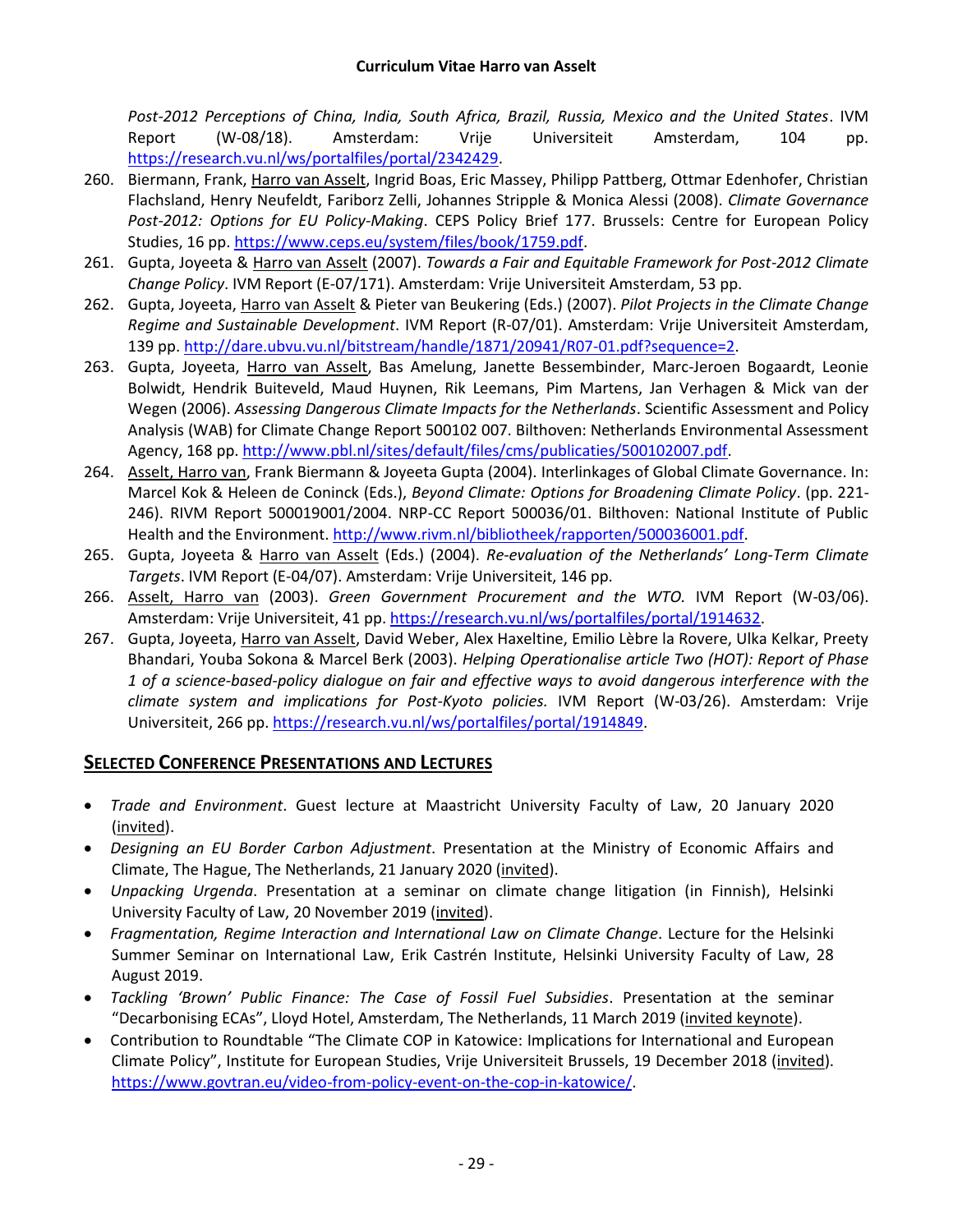*Post-2012 Perceptions of China, India, South Africa, Brazil, Russia, Mexico and the United States*. IVM Report (W-08/18). Amsterdam: Vrije Universiteit Amsterdam, 104 pp. https://research.vu.nl/ws/portalfiles/portal/2342429.

260. Biermann, Frank, Harro van Asselt, Ingrid Boas, Eric Massey, Philipp Pattberg, Ottmar Edenhofer, Christian Flachsland, Henry Neufeldt, Fariborz Zelli, Johannes Stripple & Monica Alessi (2008). *Climate Governance Post-2012: Options for EU Policy-Making*. CEPS Policy Brief 177. Brussels: Centre for European Policy Studies, 16 pp. https://www.ceps.eu/system/files/book/1759.pdf.
261. Gupta, Joyeeta & Harro van Asselt (2007). *Towards a Fair and Equitable Framework for Post-2012 Climate Change Policy*. IVM Report (E-07/171). Amsterdam: Vrije Universiteit Amsterdam, 53 pp.
262. Gupta, Joyeeta, Harro van Asselt & Pieter van Beukering (Eds.) (2007). *Pilot Projects in the Climate Change Regime and Sustainable Development*. IVM Report (R-07/01). Amsterdam: Vrije Universiteit Amsterdam, 139 pp. http://dare.ubvu.vu.nl/bitstream/handle/1871/20941/R07-01.pdf?sequence=2.
263. Gupta, Joyeeta, Harro van Asselt, Bas Amelung, Janette Bessembinder, Marc-Jeroen Bogaardt, Leonie Bolwidt, Hendrik Buiteveld, Maud Huynen, Rik Leemans, Pim Martens, Jan Verhagen & Mick van der Wegen (2006). *Assessing Dangerous Climate Impacts for the Netherlands*. Scientific Assessment and Policy Analysis (WAB) for Climate Change Report 500102 007. Bilthoven: Netherlands Environmental Assessment Agency, 168 pp. http://www.pbl.nl/sites/default/files/cms/publicaties/500102007.pdf.
264. Asselt, Harro van, Frank Biermann & Joyeeta Gupta (2004). Interlinkages of Global Climate Governance. In: Marcel Kok & Heleen de Coninck (Eds.), *Beyond Climate: Options for Broadening Climate Policy*. (pp. 221-246). RIVM Report 500019001/2004. NRP-CC Report 500036/01. Bilthoven: National Institute of Public Health and the Environment. http://www.rivm.nl/bibliotheek/rapporten/500036001.pdf.
265. Gupta, Joyeeta & Harro van Asselt (Eds.) (2004). *Re-evaluation of the Netherlands' Long-Term Climate Targets*. IVM Report (E-04/07). Amsterdam: Vrije Universiteit, 146 pp.
266. Asselt, Harro van (2003). *Green Government Procurement and the WTO.* IVM Report (W-03/06). Amsterdam: Vrije Universiteit, 41 pp. https://research.vu.nl/ws/portalfiles/portal/1914632.
267. Gupta, Joyeeta, Harro van Asselt, David Weber, Alex Haxeltine, Emilio Lèbre la Rovere, Ulka Kelkar, Preety Bhandari, Youba Sokona & Marcel Berk (2003). *Helping Operationalise article Two (HOT): Report of Phase 1 of a science-based-policy dialogue on fair and effective ways to avoid dangerous interference with the climate system and implications for Post-Kyoto policies.* IVM Report (W-03/26). Amsterdam: Vrije Universiteit, 266 pp. https://research.vu.nl/ws/portalfiles/portal/1914849.

## Selected Conference Presentations and Lectures

- *Trade and Environment*. Guest lecture at Maastricht University Faculty of Law, 20 January 2020 (invited).
- *Designing an EU Border Carbon Adjustment*. Presentation at the Ministry of Economic Affairs and Climate, The Hague, The Netherlands, 21 January 2020 (invited).
- *Unpacking Urgenda*. Presentation at a seminar on climate change litigation (in Finnish), Helsinki University Faculty of Law, 20 November 2019 (invited).
- *Fragmentation, Regime Interaction and International Law on Climate Change*. Lecture for the Helsinki Summer Seminar on International Law, Erik Castrén Institute, Helsinki University Faculty of Law, 28 August 2019.
- *Tackling 'Brown' Public Finance: The Case of Fossil Fuel Subsidies*. Presentation at the seminar "Decarbonising ECAs", Lloyd Hotel, Amsterdam, The Netherlands, 11 March 2019 (invited keynote).
- Contribution to Roundtable "The Climate COP in Katowice: Implications for International and European Climate Policy", Institute for European Studies, Vrije Universiteit Brussels, 19 December 2018 (invited). https://www.govtran.eu/video-from-policy-event-on-the-cop-in-katowice/.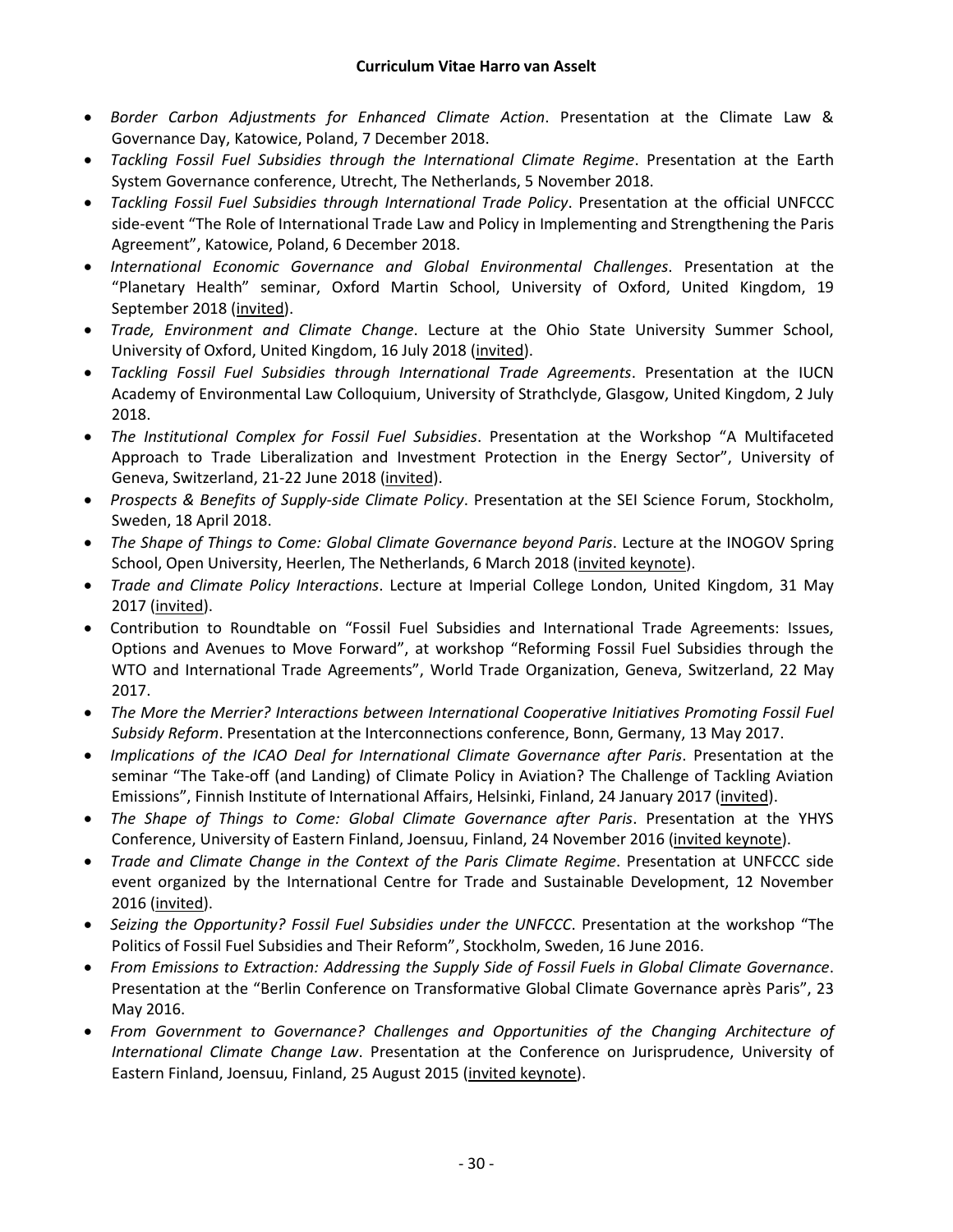- *Border Carbon Adjustments for Enhanced Climate Action*. Presentation at the Climate Law & Governance Day, Katowice, Poland, 7 December 2018.
- *Tackling Fossil Fuel Subsidies through the International Climate Regime*. Presentation at the Earth System Governance conference, Utrecht, The Netherlands, 5 November 2018.
- *Tackling Fossil Fuel Subsidies through International Trade Policy*. Presentation at the official UNFCCC side-event "The Role of International Trade Law and Policy in Implementing and Strengthening the Paris Agreement", Katowice, Poland, 6 December 2018.
- *International Economic Governance and Global Environmental Challenges*. Presentation at the "Planetary Health" seminar, Oxford Martin School, University of Oxford, United Kingdom, 19 September 2018 (invited).
- *Trade, Environment and Climate Change*. Lecture at the Ohio State University Summer School, University of Oxford, United Kingdom, 16 July 2018 (invited).
- *Tackling Fossil Fuel Subsidies through International Trade Agreements*. Presentation at the IUCN Academy of Environmental Law Colloquium, University of Strathclyde, Glasgow, United Kingdom, 2 July 2018.
- *The Institutional Complex for Fossil Fuel Subsidies*. Presentation at the Workshop "A Multifaceted Approach to Trade Liberalization and Investment Protection in the Energy Sector", University of Geneva, Switzerland, 21-22 June 2018 (invited).
- *Prospects & Benefits of Supply-side Climate Policy*. Presentation at the SEI Science Forum, Stockholm, Sweden, 18 April 2018.
- *The Shape of Things to Come: Global Climate Governance beyond Paris*. Lecture at the INOGOV Spring School, Open University, Heerlen, The Netherlands, 6 March 2018 (invited keynote).
- *Trade and Climate Policy Interactions*. Lecture at Imperial College London, United Kingdom, 31 May 2017 (invited).
- Contribution to Roundtable on "Fossil Fuel Subsidies and International Trade Agreements: Issues, Options and Avenues to Move Forward", at workshop "Reforming Fossil Fuel Subsidies through the WTO and International Trade Agreements", World Trade Organization, Geneva, Switzerland, 22 May 2017.
- *The More the Merrier? Interactions between International Cooperative Initiatives Promoting Fossil Fuel Subsidy Reform*. Presentation at the Interconnections conference, Bonn, Germany, 13 May 2017.
- *Implications of the ICAO Deal for International Climate Governance after Paris*. Presentation at the seminar "The Take-off (and Landing) of Climate Policy in Aviation? The Challenge of Tackling Aviation Emissions", Finnish Institute of International Affairs, Helsinki, Finland, 24 January 2017 (invited).
- *The Shape of Things to Come: Global Climate Governance after Paris*. Presentation at the YHYS Conference, University of Eastern Finland, Joensuu, Finland, 24 November 2016 (invited keynote).
- *Trade and Climate Change in the Context of the Paris Climate Regime*. Presentation at UNFCCC side event organized by the International Centre for Trade and Sustainable Development, 12 November 2016 (invited).
- *Seizing the Opportunity? Fossil Fuel Subsidies under the UNFCCC*. Presentation at the workshop "The Politics of Fossil Fuel Subsidies and Their Reform", Stockholm, Sweden, 16 June 2016.
- *From Emissions to Extraction: Addressing the Supply Side of Fossil Fuels in Global Climate Governance*. Presentation at the "Berlin Conference on Transformative Global Climate Governance après Paris", 23 May 2016.
- *From Government to Governance? Challenges and Opportunities of the Changing Architecture of International Climate Change Law*. Presentation at the Conference on Jurisprudence, University of Eastern Finland, Joensuu, Finland, 25 August 2015 (invited keynote).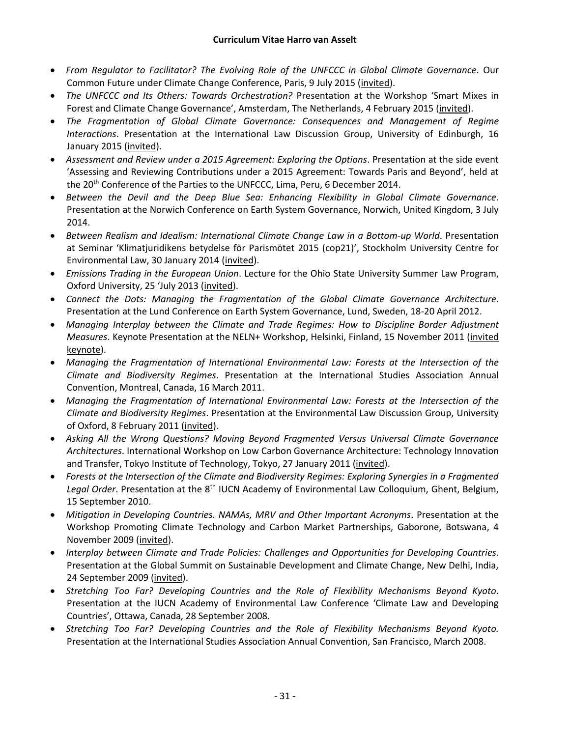- *From Regulator to Facilitator? The Evolving Role of the UNFCCC in Global Climate Governance*. Our Common Future under Climate Change Conference, Paris, 9 July 2015 (invited).
- *The UNFCCC and Its Others: Towards Orchestration?* Presentation at the Workshop 'Smart Mixes in Forest and Climate Change Governance', Amsterdam, The Netherlands, 4 February 2015 (invited).
- *The Fragmentation of Global Climate Governance: Consequences and Management of Regime Interactions*. Presentation at the International Law Discussion Group, University of Edinburgh, 16 January 2015 (invited).
- *Assessment and Review under a 2015 Agreement: Exploring the Options*. Presentation at the side event 'Assessing and Reviewing Contributions under a 2015 Agreement: Towards Paris and Beyond', held at the 20th Conference of the Parties to the UNFCCC, Lima, Peru, 6 December 2014.
- *Between the Devil and the Deep Blue Sea: Enhancing Flexibility in Global Climate Governance*. Presentation at the Norwich Conference on Earth System Governance, Norwich, United Kingdom, 3 July 2014.
- *Between Realism and Idealism: International Climate Change Law in a Bottom-up World*. Presentation at Seminar 'Klimatjuridikens betydelse för Parismötet 2015 (cop21)', Stockholm University Centre for Environmental Law, 30 January 2014 (invited).
- *Emissions Trading in the European Union*. Lecture for the Ohio State University Summer Law Program, Oxford University, 25 'July 2013 (invited).
- *Connect the Dots: Managing the Fragmentation of the Global Climate Governance Architecture*. Presentation at the Lund Conference on Earth System Governance, Lund, Sweden, 18-20 April 2012.
- *Managing Interplay between the Climate and Trade Regimes: How to Discipline Border Adjustment Measures*. Keynote Presentation at the NELN+ Workshop, Helsinki, Finland, 15 November 2011 (invited keynote).
- *Managing the Fragmentation of International Environmental Law: Forests at the Intersection of the Climate and Biodiversity Regimes*. Presentation at the International Studies Association Annual Convention, Montreal, Canada, 16 March 2011.
- *Managing the Fragmentation of International Environmental Law: Forests at the Intersection of the Climate and Biodiversity Regimes*. Presentation at the Environmental Law Discussion Group, University of Oxford, 8 February 2011 (invited).
- *Asking All the Wrong Questions? Moving Beyond Fragmented Versus Universal Climate Governance Architectures*. International Workshop on Low Carbon Governance Architecture: Technology Innovation and Transfer, Tokyo Institute of Technology, Tokyo, 27 January 2011 (invited).
- *Forests at the Intersection of the Climate and Biodiversity Regimes: Exploring Synergies in a Fragmented Legal Order*. Presentation at the 8th IUCN Academy of Environmental Law Colloquium, Ghent, Belgium, 15 September 2010.
- *Mitigation in Developing Countries. NAMAs, MRV and Other Important Acronyms*. Presentation at the Workshop Promoting Climate Technology and Carbon Market Partnerships, Gaborone, Botswana, 4 November 2009 (invited).
- *Interplay between Climate and Trade Policies: Challenges and Opportunities for Developing Countries*. Presentation at the Global Summit on Sustainable Development and Climate Change, New Delhi, India, 24 September 2009 (invited).
- *Stretching Too Far? Developing Countries and the Role of Flexibility Mechanisms Beyond Kyoto*. Presentation at the IUCN Academy of Environmental Law Conference 'Climate Law and Developing Countries', Ottawa, Canada, 28 September 2008.
- *Stretching Too Far? Developing Countries and the Role of Flexibility Mechanisms Beyond Kyoto.* Presentation at the International Studies Association Annual Convention, San Francisco, March 2008.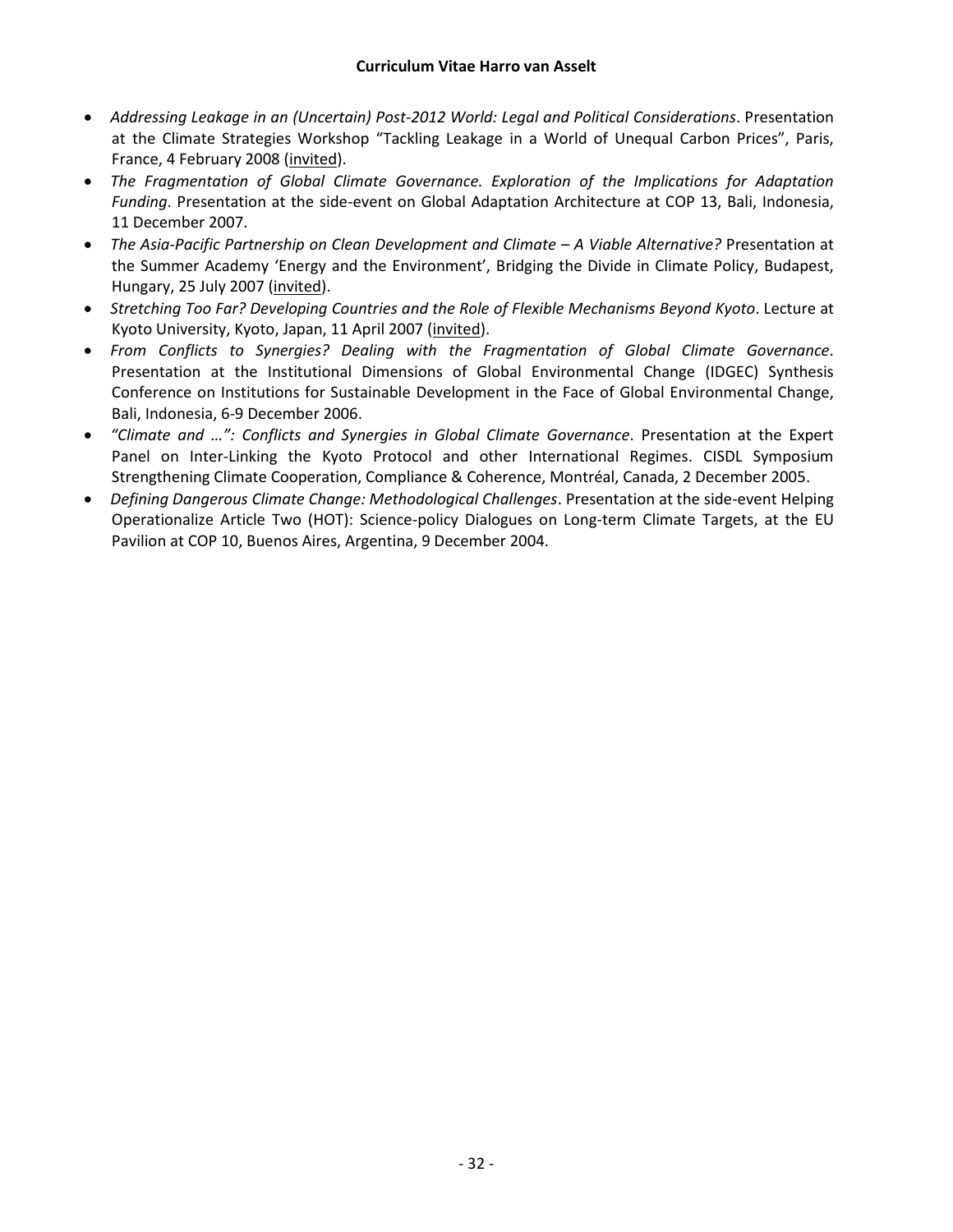- *Addressing Leakage in an (Uncertain) Post-2012 World: Legal and Political Considerations*. Presentation at the Climate Strategies Workshop "Tackling Leakage in a World of Unequal Carbon Prices", Paris, France, 4 February 2008 (invited).
- *The Fragmentation of Global Climate Governance. Exploration of the Implications for Adaptation Funding*. Presentation at the side-event on Global Adaptation Architecture at COP 13, Bali, Indonesia, 11 December 2007.
- *The Asia-Pacific Partnership on Clean Development and Climate – A Viable Alternative?* Presentation at the Summer Academy 'Energy and the Environment', Bridging the Divide in Climate Policy, Budapest, Hungary, 25 July 2007 (invited).
- *Stretching Too Far? Developing Countries and the Role of Flexible Mechanisms Beyond Kyoto*. Lecture at Kyoto University, Kyoto, Japan, 11 April 2007 (invited).
- *From Conflicts to Synergies? Dealing with the Fragmentation of Global Climate Governance*. Presentation at the Institutional Dimensions of Global Environmental Change (IDGEC) Synthesis Conference on Institutions for Sustainable Development in the Face of Global Environmental Change, Bali, Indonesia, 6-9 December 2006.
- *"Climate and …": Conflicts and Synergies in Global Climate Governance*. Presentation at the Expert Panel on Inter-Linking the Kyoto Protocol and other International Regimes. CISDL Symposium Strengthening Climate Cooperation, Compliance & Coherence, Montréal, Canada, 2 December 2005.
- *Defining Dangerous Climate Change: Methodological Challenges*. Presentation at the side-event Helping Operationalize Article Two (HOT): Science-policy Dialogues on Long-term Climate Targets, at the EU Pavilion at COP 10, Buenos Aires, Argentina, 9 December 2004.